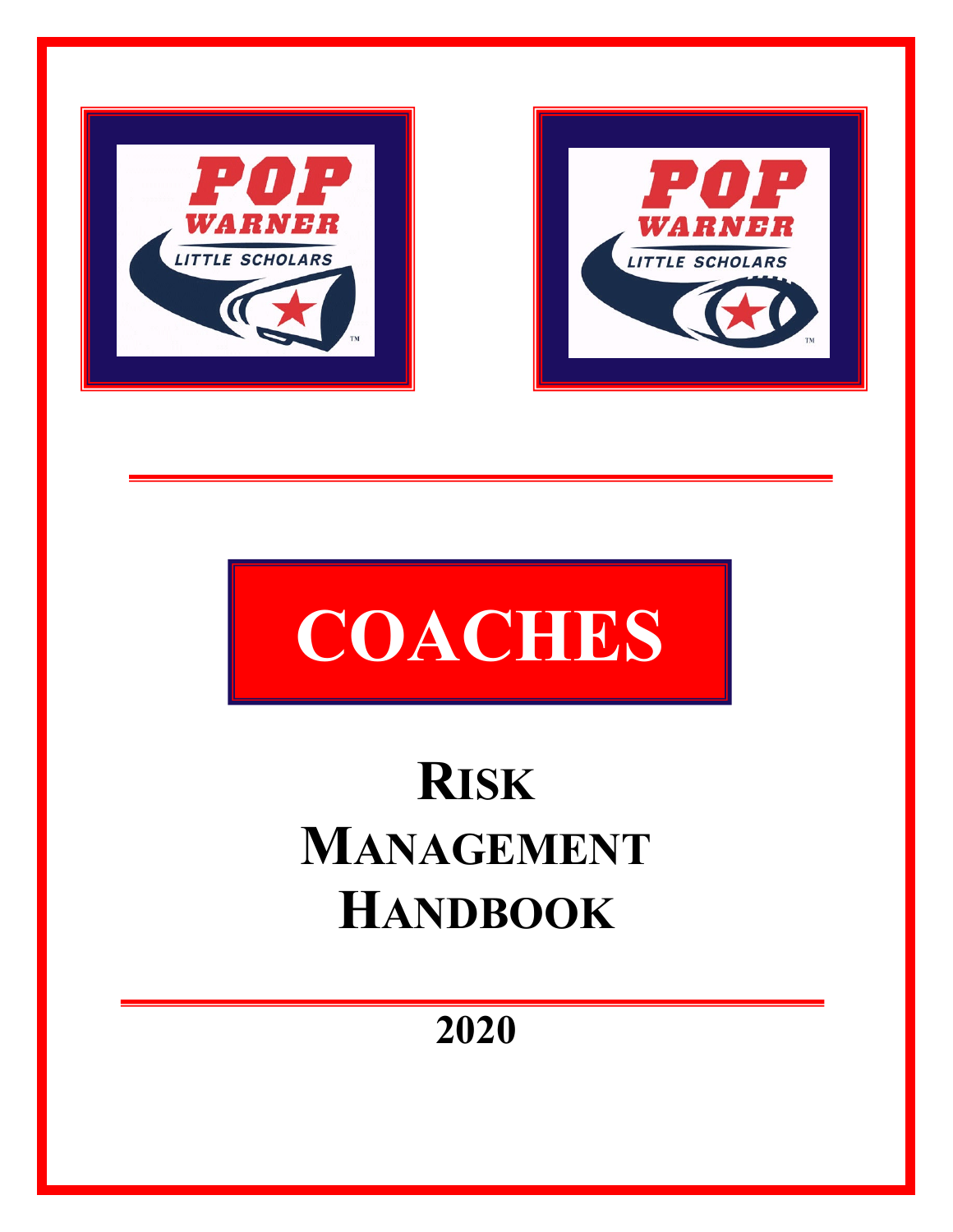POP WARNER LITTLE SCHOLARS

POP WARNER LITTLE SCHOLARS

# COACHES

# RISK MANAGEMENT HANDBOOK

**2020**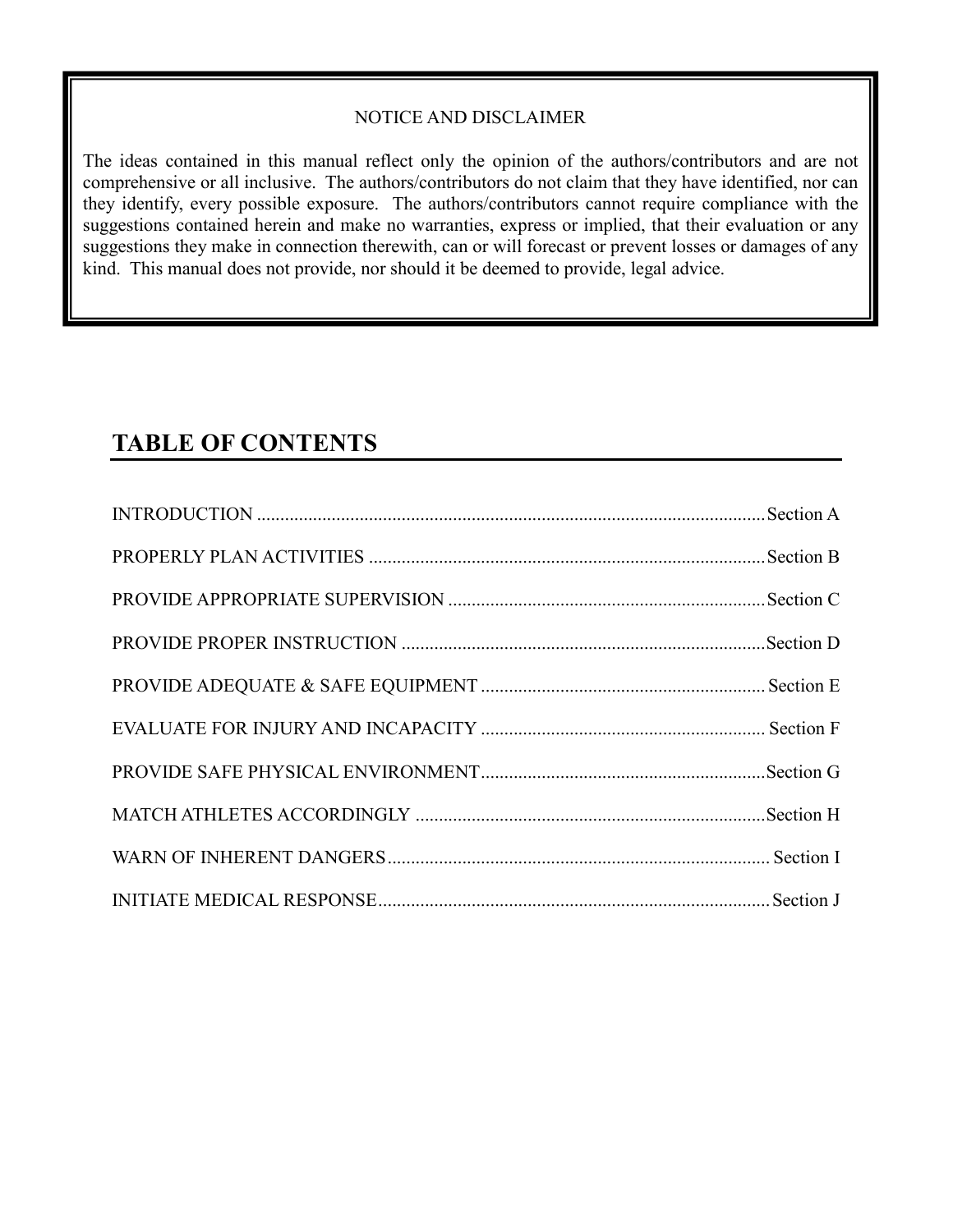NOTICE AND DISCLAIMER

The ideas contained in this manual reflect only the opinion of the authors/contributors and are not comprehensive or all inclusive. The authors/contributors do not claim that they have identified, nor can they identify, every possible exposure. The authors/contributors cannot require compliance with the suggestions contained herein and make no warranties, express or implied, that their evaluation or any suggestions they make in connection therewith, can or will forecast or prevent losses or damages of any kind. This manual does not provide, nor should it be deemed to provide, legal advice.

## TABLE OF CONTENTS

INTRODUCTION ............................................................ Section A

PROPERLY PLAN ACTIVITIES ............................................................ Section B

PROVIDE APPROPRIATE SUPERVISION ............................................................ Section C

PROVIDE PROPER INSTRUCTION ............................................................ Section D

PROVIDE ADEQUATE & SAFE EQUIPMENT ............................................................ Section E

EVALUATE FOR INJURY AND INCAPACITY ............................................................ Section F

PROVIDE SAFE PHYSICAL ENVIRONMENT ............................................................ Section G

MATCH ATHLETES ACCORDINGLY ............................................................ Section H

WARN OF INHERENT DANGERS ............................................................ Section I

INITIATE MEDICAL RESPONSE ............................................................ Section J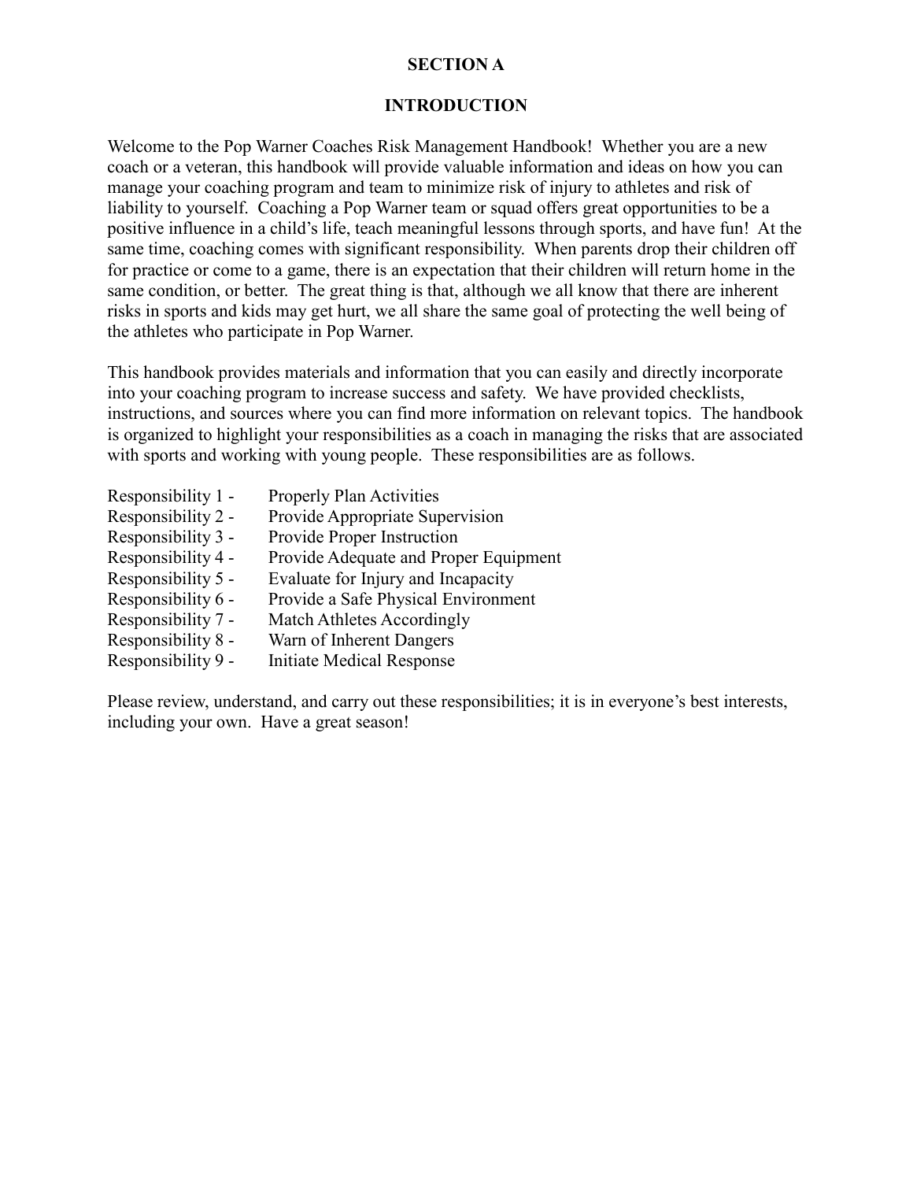# SECTION A

## INTRODUCTION

Welcome to the Pop Warner Coaches Risk Management Handbook! Whether you are a new coach or a veteran, this handbook will provide valuable information and ideas on how you can manage your coaching program and team to minimize risk of injury to athletes and risk of liability to yourself. Coaching a Pop Warner team or squad offers great opportunities to be a positive influence in a child's life, teach meaningful lessons through sports, and have fun! At the same time, coaching comes with significant responsibility. When parents drop their children off for practice or come to a game, there is an expectation that their children will return home in the same condition, or better. The great thing is that, although we all know that there are inherent risks in sports and kids may get hurt, we all share the same goal of protecting the well being of the athletes who participate in Pop Warner.

This handbook provides materials and information that you can easily and directly incorporate into your coaching program to increase success and safety. We have provided checklists, instructions, and sources where you can find more information on relevant topics. The handbook is organized to highlight your responsibilities as a coach in managing the risks that are associated with sports and working with young people. These responsibilities are as follows.

- Responsibility 1 - Properly Plan Activities
- Responsibility 2 - Provide Appropriate Supervision
- Responsibility 3 - Provide Proper Instruction
- Responsibility 4 - Provide Adequate and Proper Equipment
- Responsibility 5 - Evaluate for Injury and Incapacity
- Responsibility 6 - Provide a Safe Physical Environment
- Responsibility 7 - Match Athletes Accordingly
- Responsibility 8 - Warn of Inherent Dangers
- Responsibility 9 - Initiate Medical Response

Please review, understand, and carry out these responsibilities; it is in everyone's best interests, including your own. Have a great season!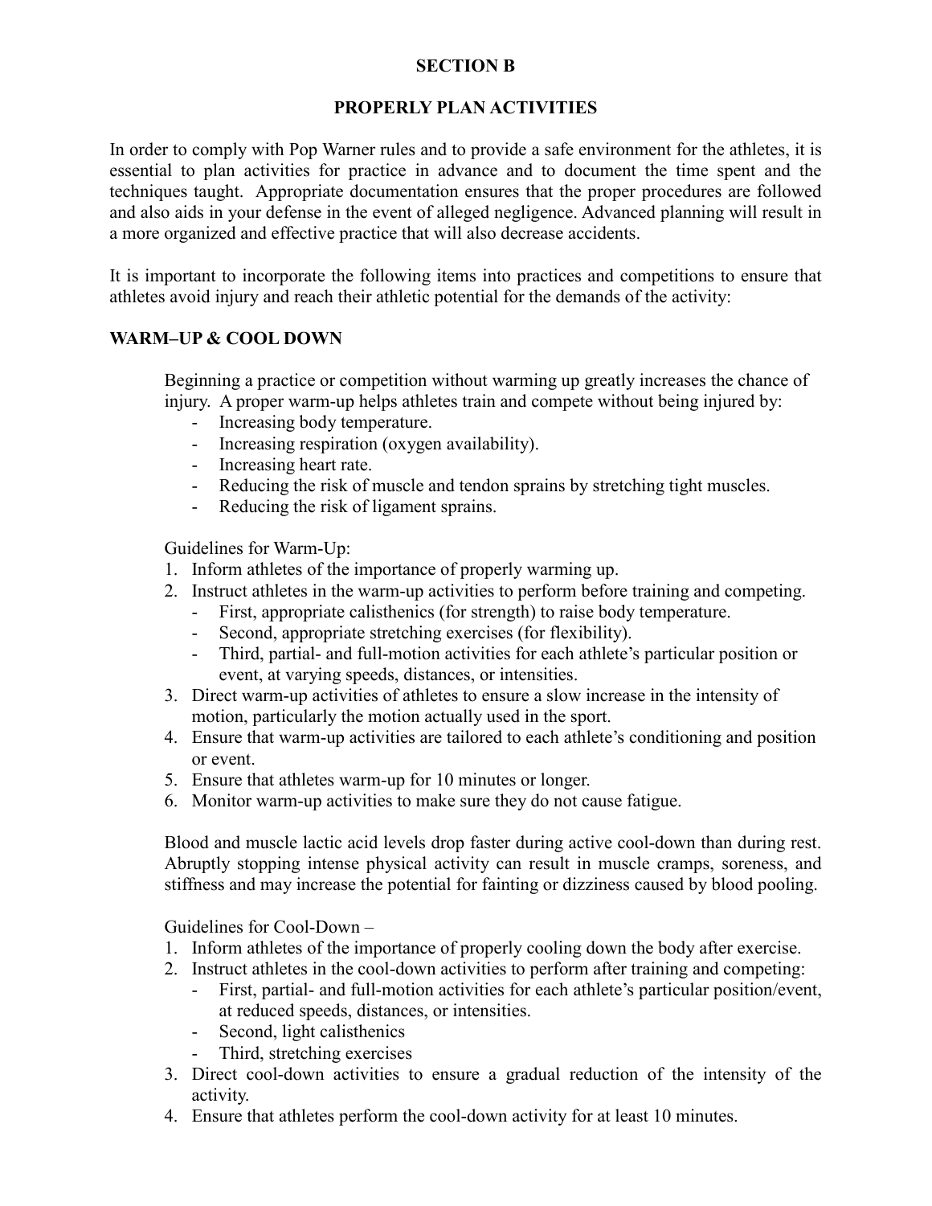## SECTION B

## PROPERLY PLAN ACTIVITIES

In order to comply with Pop Warner rules and to provide a safe environment for the athletes, it is essential to plan activities for practice in advance and to document the time spent and the techniques taught. Appropriate documentation ensures that the proper procedures are followed and also aids in your defense in the event of alleged negligence. Advanced planning will result in a more organized and effective practice that will also decrease accidents.

It is important to incorporate the following items into practices and competitions to ensure that athletes avoid injury and reach their athletic potential for the demands of the activity:

### WARM–UP & COOL DOWN

Beginning a practice or competition without warming up greatly increases the chance of injury. A proper warm-up helps athletes train and compete without being injured by:

- Increasing body temperature.
- Increasing respiration (oxygen availability).
- Increasing heart rate.
- Reducing the risk of muscle and tendon sprains by stretching tight muscles.
- Reducing the risk of ligament sprains.

Guidelines for Warm-Up:

1. Inform athletes of the importance of properly warming up.
2. Instruct athletes in the warm-up activities to perform before training and competing.
   - First, appropriate calisthenics (for strength) to raise body temperature.
   - Second, appropriate stretching exercises (for flexibility).
   - Third, partial- and full-motion activities for each athlete's particular position or event, at varying speeds, distances, or intensities.
3. Direct warm-up activities of athletes to ensure a slow increase in the intensity of motion, particularly the motion actually used in the sport.
4. Ensure that warm-up activities are tailored to each athlete's conditioning and position or event.
5. Ensure that athletes warm-up for 10 minutes or longer.
6. Monitor warm-up activities to make sure they do not cause fatigue.

Blood and muscle lactic acid levels drop faster during active cool-down than during rest. Abruptly stopping intense physical activity can result in muscle cramps, soreness, and stiffness and may increase the potential for fainting or dizziness caused by blood pooling.

Guidelines for Cool-Down –

1. Inform athletes of the importance of properly cooling down the body after exercise.
2. Instruct athletes in the cool-down activities to perform after training and competing:
   - First, partial- and full-motion activities for each athlete's particular position/event, at reduced speeds, distances, or intensities.
   - Second, light calisthenics
   - Third, stretching exercises
3. Direct cool-down activities to ensure a gradual reduction of the intensity of the activity.
4. Ensure that athletes perform the cool-down activity for at least 10 minutes.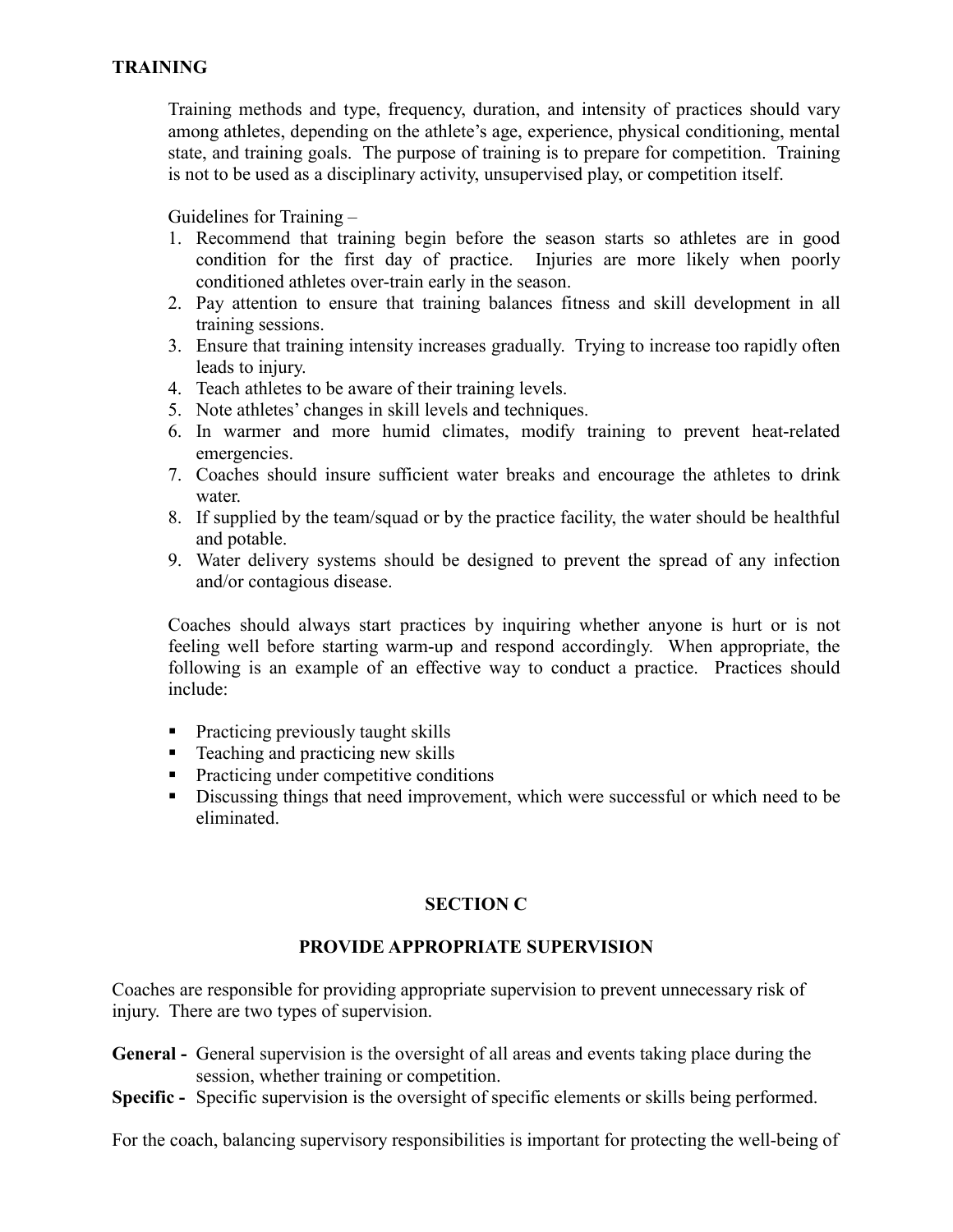## TRAINING

Training methods and type, frequency, duration, and intensity of practices should vary among athletes, depending on the athlete's age, experience, physical conditioning, mental state, and training goals. The purpose of training is to prepare for competition. Training is not to be used as a disciplinary activity, unsupervised play, or competition itself.

Guidelines for Training –

1. Recommend that training begin before the season starts so athletes are in good condition for the first day of practice. Injuries are more likely when poorly conditioned athletes over-train early in the season.
2. Pay attention to ensure that training balances fitness and skill development in all training sessions.
3. Ensure that training intensity increases gradually. Trying to increase too rapidly often leads to injury.
4. Teach athletes to be aware of their training levels.
5. Note athletes' changes in skill levels and techniques.
6. In warmer and more humid climates, modify training to prevent heat-related emergencies.
7. Coaches should insure sufficient water breaks and encourage the athletes to drink water.
8. If supplied by the team/squad or by the practice facility, the water should be healthful and potable.
9. Water delivery systems should be designed to prevent the spread of any infection and/or contagious disease.

Coaches should always start practices by inquiring whether anyone is hurt or is not feeling well before starting warm-up and respond accordingly. When appropriate, the following is an example of an effective way to conduct a practice. Practices should include:

- Practicing previously taught skills
- Teaching and practicing new skills
- Practicing under competitive conditions
- Discussing things that need improvement, which were successful or which need to be eliminated.

## SECTION C

## PROVIDE APPROPRIATE SUPERVISION

Coaches are responsible for providing appropriate supervision to prevent unnecessary risk of injury. There are two types of supervision.

**General -** General supervision is the oversight of all areas and events taking place during the session, whether training or competition.

**Specific -** Specific supervision is the oversight of specific elements or skills being performed.

For the coach, balancing supervisory responsibilities is important for protecting the well-being of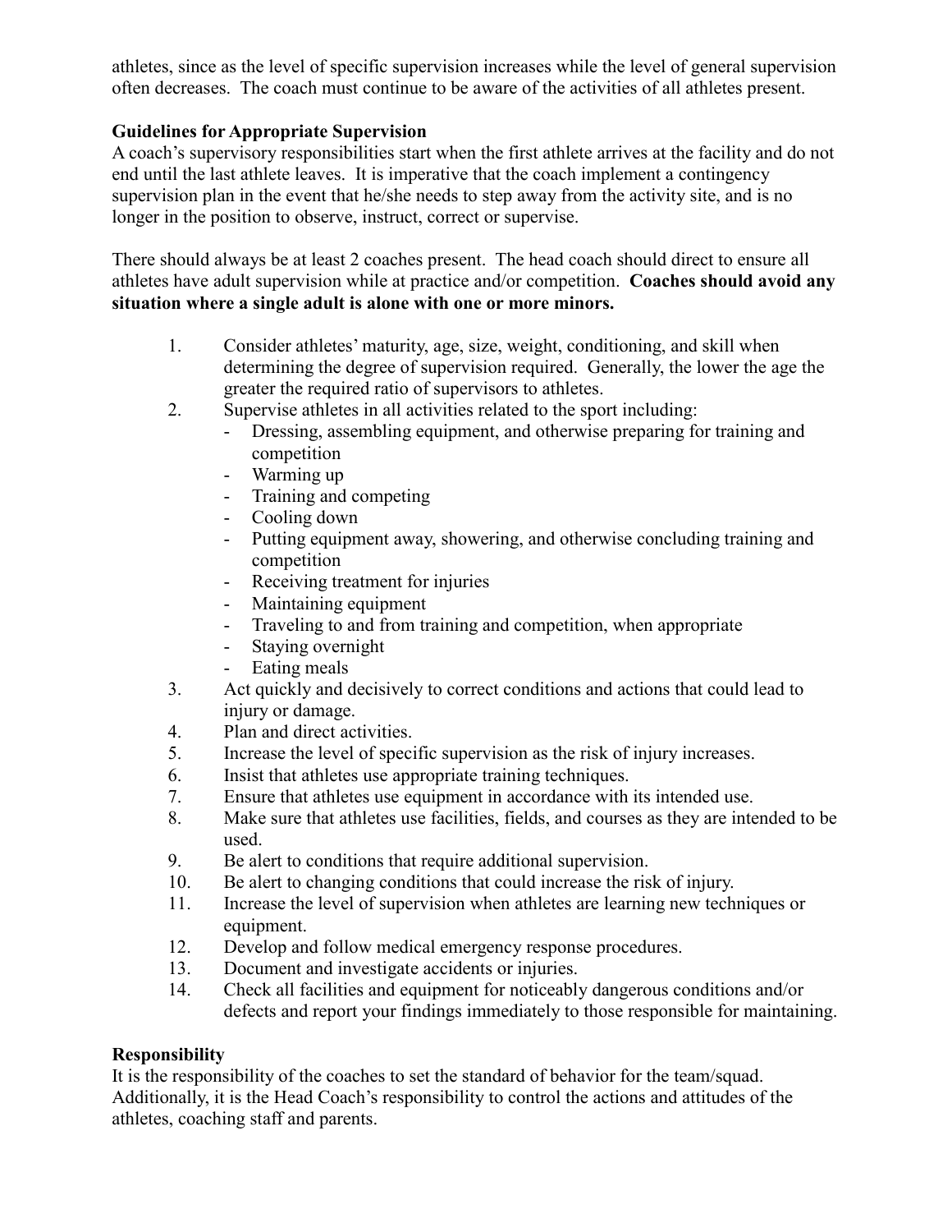athletes, since as the level of specific supervision increases while the level of general supervision often decreases. The coach must continue to be aware of the activities of all athletes present.

**Guidelines for Appropriate Supervision**

A coach's supervisory responsibilities start when the first athlete arrives at the facility and do not end until the last athlete leaves. It is imperative that the coach implement a contingency supervision plan in the event that he/she needs to step away from the activity site, and is no longer in the position to observe, instruct, correct or supervise.

There should always be at least 2 coaches present. The head coach should direct to ensure all athletes have adult supervision while at practice and/or competition. **Coaches should avoid any situation where a single adult is alone with one or more minors.**

1. Consider athletes' maturity, age, size, weight, conditioning, and skill when determining the degree of supervision required. Generally, the lower the age the greater the required ratio of supervisors to athletes.
2. Supervise athletes in all activities related to the sport including:
   - Dressing, assembling equipment, and otherwise preparing for training and competition
   - Warming up
   - Training and competing
   - Cooling down
   - Putting equipment away, showering, and otherwise concluding training and competition
   - Receiving treatment for injuries
   - Maintaining equipment
   - Traveling to and from training and competition, when appropriate
   - Staying overnight
   - Eating meals
3. Act quickly and decisively to correct conditions and actions that could lead to injury or damage.
4. Plan and direct activities.
5. Increase the level of specific supervision as the risk of injury increases.
6. Insist that athletes use appropriate training techniques.
7. Ensure that athletes use equipment in accordance with its intended use.
8. Make sure that athletes use facilities, fields, and courses as they are intended to be used.
9. Be alert to conditions that require additional supervision.
10. Be alert to changing conditions that could increase the risk of injury.
11. Increase the level of supervision when athletes are learning new techniques or equipment.
12. Develop and follow medical emergency response procedures.
13. Document and investigate accidents or injuries.
14. Check all facilities and equipment for noticeably dangerous conditions and/or defects and report your findings immediately to those responsible for maintaining.

**Responsibility**

It is the responsibility of the coaches to set the standard of behavior for the team/squad. Additionally, it is the Head Coach's responsibility to control the actions and attitudes of the athletes, coaching staff and parents.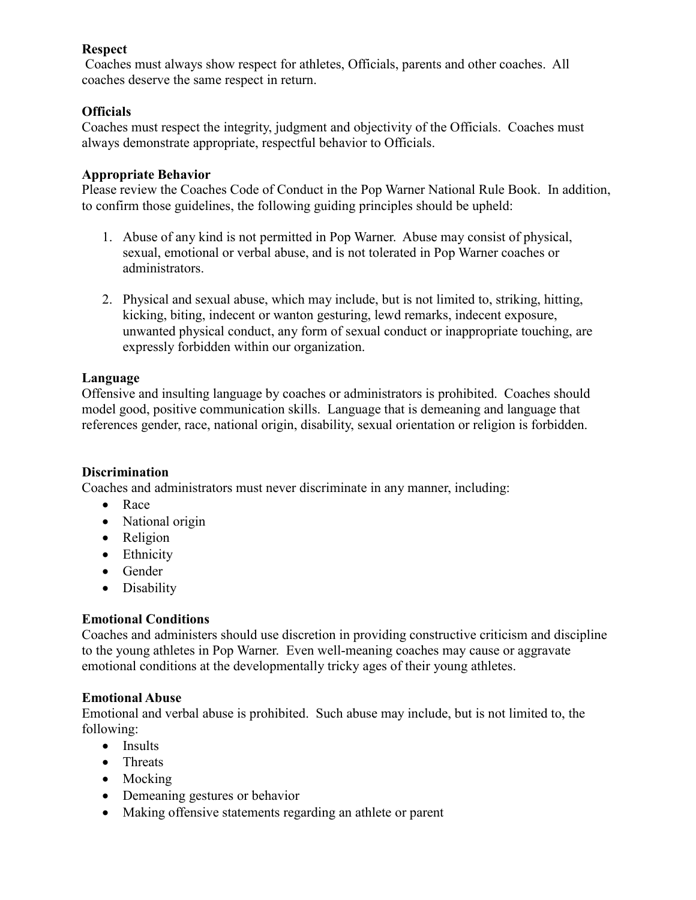**Respect**

Coaches must always show respect for athletes, Officials, parents and other coaches. All coaches deserve the same respect in return.

**Officials**

Coaches must respect the integrity, judgment and objectivity of the Officials. Coaches must always demonstrate appropriate, respectful behavior to Officials.

**Appropriate Behavior**

Please review the Coaches Code of Conduct in the Pop Warner National Rule Book. In addition, to confirm those guidelines, the following guiding principles should be upheld:

1. Abuse of any kind is not permitted in Pop Warner. Abuse may consist of physical, sexual, emotional or verbal abuse, and is not tolerated in Pop Warner coaches or administrators.

2. Physical and sexual abuse, which may include, but is not limited to, striking, hitting, kicking, biting, indecent or wanton gesturing, lewd remarks, indecent exposure, unwanted physical conduct, any form of sexual conduct or inappropriate touching, are expressly forbidden within our organization.

**Language**

Offensive and insulting language by coaches or administrators is prohibited. Coaches should model good, positive communication skills. Language that is demeaning and language that references gender, race, national origin, disability, sexual orientation or religion is forbidden.

**Discrimination**

Coaches and administrators must never discriminate in any manner, including:

- Race
- National origin
- Religion
- Ethnicity
- Gender
- Disability

**Emotional Conditions**

Coaches and administers should use discretion in providing constructive criticism and discipline to the young athletes in Pop Warner. Even well-meaning coaches may cause or aggravate emotional conditions at the developmentally tricky ages of their young athletes.

**Emotional Abuse**

Emotional and verbal abuse is prohibited. Such abuse may include, but is not limited to, the following:

- Insults
- Threats
- Mocking
- Demeaning gestures or behavior
- Making offensive statements regarding an athlete or parent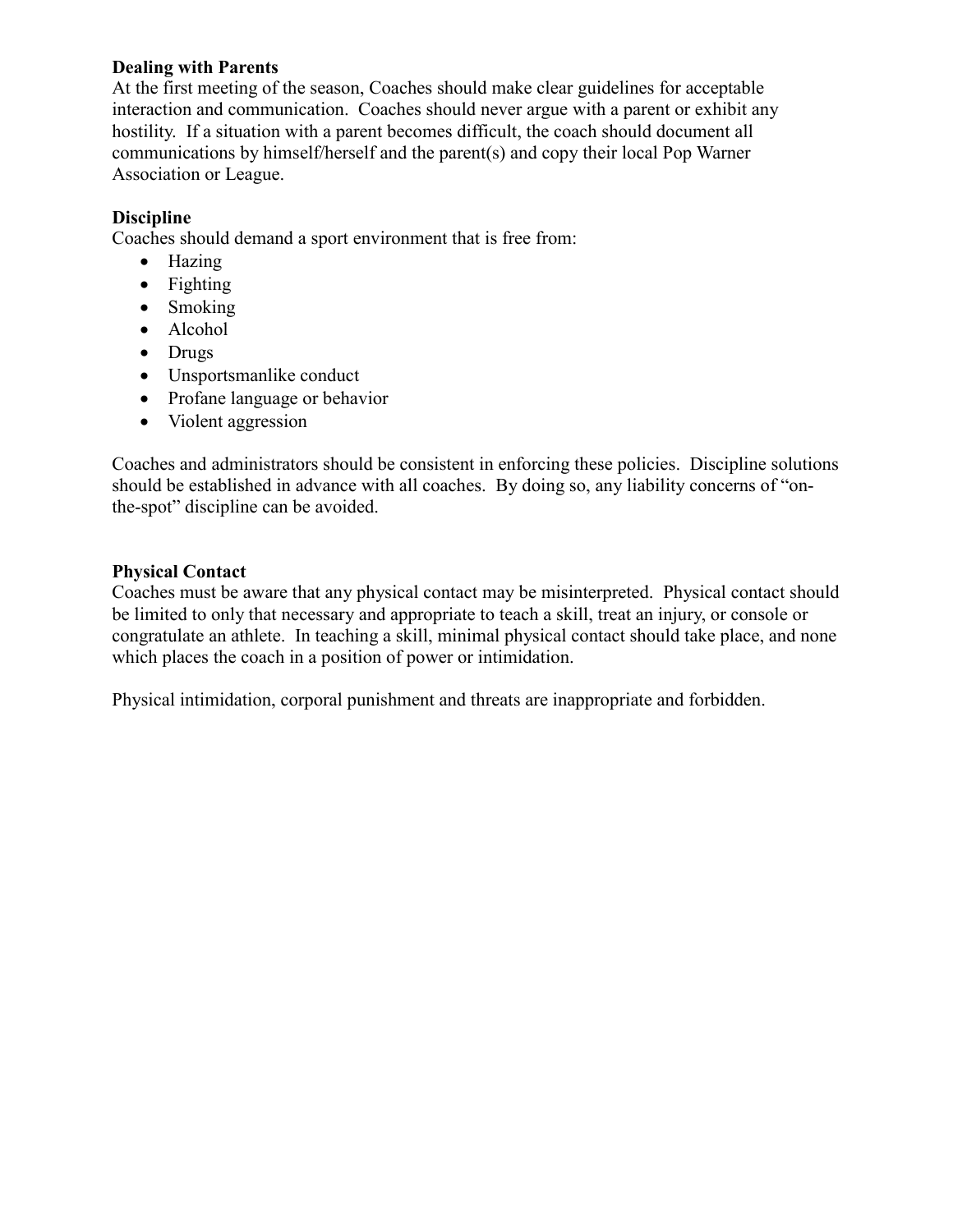**Dealing with Parents**

At the first meeting of the season, Coaches should make clear guidelines for acceptable interaction and communication. Coaches should never argue with a parent or exhibit any hostility. If a situation with a parent becomes difficult, the coach should document all communications by himself/herself and the parent(s) and copy their local Pop Warner Association or League.

**Discipline**

Coaches should demand a sport environment that is free from:

- Hazing
- Fighting
- Smoking
- Alcohol
- Drugs
- Unsportsmanlike conduct
- Profane language or behavior
- Violent aggression

Coaches and administrators should be consistent in enforcing these policies. Discipline solutions should be established in advance with all coaches. By doing so, any liability concerns of "on-the-spot" discipline can be avoided.

**Physical Contact**

Coaches must be aware that any physical contact may be misinterpreted. Physical contact should be limited to only that necessary and appropriate to teach a skill, treat an injury, or console or congratulate an athlete. In teaching a skill, minimal physical contact should take place, and none which places the coach in a position of power or intimidation.

Physical intimidation, corporal punishment and threats are inappropriate and forbidden.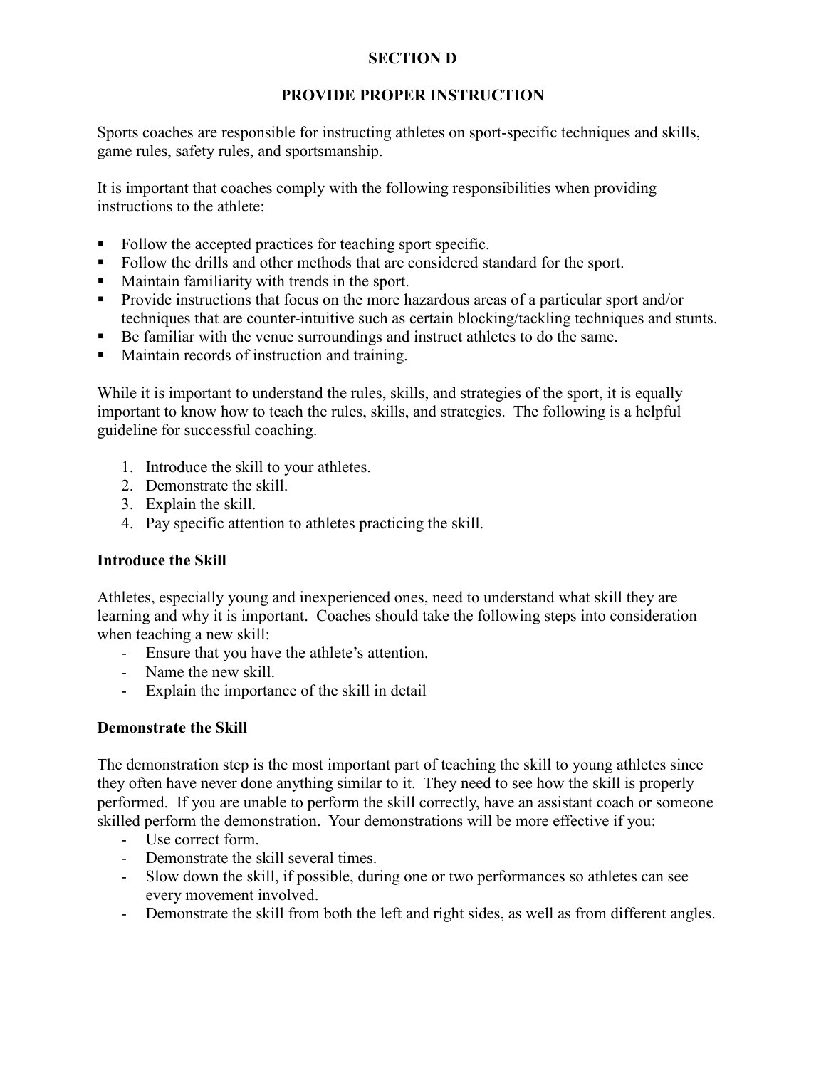## SECTION D

## PROVIDE PROPER INSTRUCTION

Sports coaches are responsible for instructing athletes on sport-specific techniques and skills, game rules, safety rules, and sportsmanship.

It is important that coaches comply with the following responsibilities when providing instructions to the athlete:

- Follow the accepted practices for teaching sport specific.
- Follow the drills and other methods that are considered standard for the sport.
- Maintain familiarity with trends in the sport.
- Provide instructions that focus on the more hazardous areas of a particular sport and/or techniques that are counter-intuitive such as certain blocking/tackling techniques and stunts.
- Be familiar with the venue surroundings and instruct athletes to do the same.
- Maintain records of instruction and training.

While it is important to understand the rules, skills, and strategies of the sport, it is equally important to know how to teach the rules, skills, and strategies. The following is a helpful guideline for successful coaching.

1. Introduce the skill to your athletes.
2. Demonstrate the skill.
3. Explain the skill.
4. Pay specific attention to athletes practicing the skill.

### Introduce the Skill

Athletes, especially young and inexperienced ones, need to understand what skill they are learning and why it is important. Coaches should take the following steps into consideration when teaching a new skill:

- Ensure that you have the athlete's attention.
- Name the new skill.
- Explain the importance of the skill in detail

### Demonstrate the Skill

The demonstration step is the most important part of teaching the skill to young athletes since they often have never done anything similar to it. They need to see how the skill is properly performed. If you are unable to perform the skill correctly, have an assistant coach or someone skilled perform the demonstration. Your demonstrations will be more effective if you:

- Use correct form.
- Demonstrate the skill several times.
- Slow down the skill, if possible, during one or two performances so athletes can see every movement involved.
- Demonstrate the skill from both the left and right sides, as well as from different angles.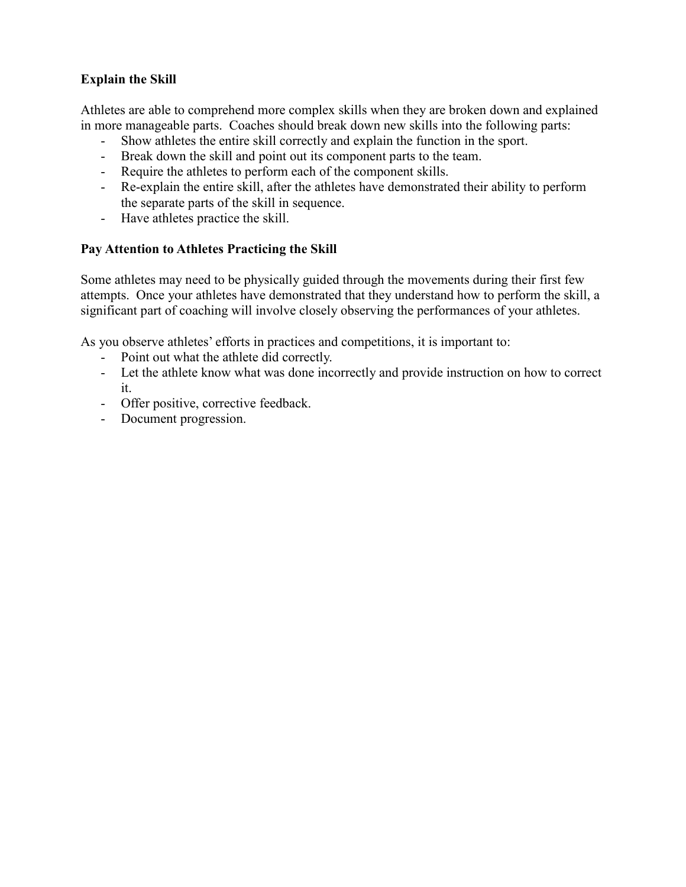**Explain the Skill**

Athletes are able to comprehend more complex skills when they are broken down and explained in more manageable parts. Coaches should break down new skills into the following parts:

- Show athletes the entire skill correctly and explain the function in the sport.
- Break down the skill and point out its component parts to the team.
- Require the athletes to perform each of the component skills.
- Re-explain the entire skill, after the athletes have demonstrated their ability to perform the separate parts of the skill in sequence.
- Have athletes practice the skill.

**Pay Attention to Athletes Practicing the Skill**

Some athletes may need to be physically guided through the movements during their first few attempts. Once your athletes have demonstrated that they understand how to perform the skill, a significant part of coaching will involve closely observing the performances of your athletes.

As you observe athletes' efforts in practices and competitions, it is important to:

- Point out what the athlete did correctly.
- Let the athlete know what was done incorrectly and provide instruction on how to correct it.
- Offer positive, corrective feedback.
- Document progression.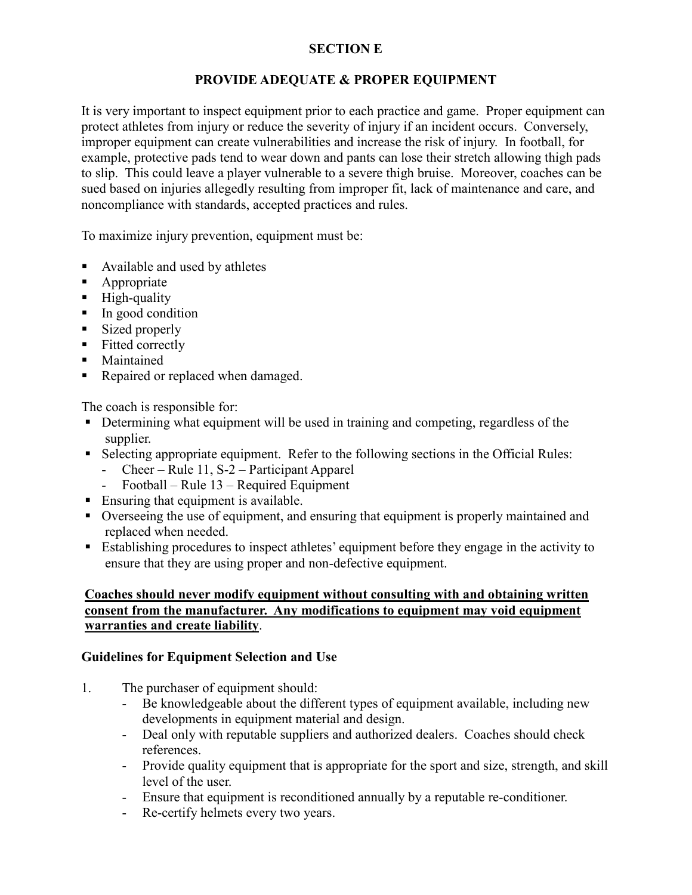# SECTION E

## PROVIDE ADEQUATE & PROPER EQUIPMENT

It is very important to inspect equipment prior to each practice and game. Proper equipment can protect athletes from injury or reduce the severity of injury if an incident occurs. Conversely, improper equipment can create vulnerabilities and increase the risk of injury. In football, for example, protective pads tend to wear down and pants can lose their stretch allowing thigh pads to slip. This could leave a player vulnerable to a severe thigh bruise. Moreover, coaches can be sued based on injuries allegedly resulting from improper fit, lack of maintenance and care, and noncompliance with standards, accepted practices and rules.

To maximize injury prevention, equipment must be:

- Available and used by athletes
- Appropriate
- High-quality
- In good condition
- Sized properly
- Fitted correctly
- Maintained
- Repaired or replaced when damaged.

The coach is responsible for:

- Determining what equipment will be used in training and competing, regardless of the supplier.
- Selecting appropriate equipment. Refer to the following sections in the Official Rules:
  - Cheer – Rule 11, S-2 – Participant Apparel
  - Football – Rule 13 – Required Equipment
- Ensuring that equipment is available.
- Overseeing the use of equipment, and ensuring that equipment is properly maintained and replaced when needed.
- Establishing procedures to inspect athletes' equipment before they engage in the activity to ensure that they are using proper and non-defective equipment.

**Coaches should never modify equipment without consulting with and obtaining written consent from the manufacturer. Any modifications to equipment may void equipment warranties and create liability**.

### Guidelines for Equipment Selection and Use

1. The purchaser of equipment should:
   - Be knowledgeable about the different types of equipment available, including new developments in equipment material and design.
   - Deal only with reputable suppliers and authorized dealers. Coaches should check references.
   - Provide quality equipment that is appropriate for the sport and size, strength, and skill level of the user.
   - Ensure that equipment is reconditioned annually by a reputable re-conditioner.
   - Re-certify helmets every two years.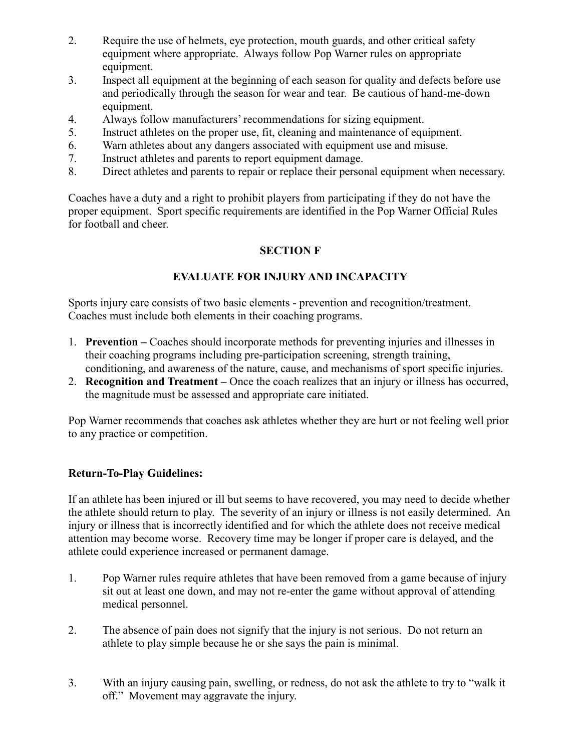2. Require the use of helmets, eye protection, mouth guards, and other critical safety equipment where appropriate. Always follow Pop Warner rules on appropriate equipment.
3. Inspect all equipment at the beginning of each season for quality and defects before use and periodically through the season for wear and tear. Be cautious of hand-me-down equipment.
4. Always follow manufacturers' recommendations for sizing equipment.
5. Instruct athletes on the proper use, fit, cleaning and maintenance of equipment.
6. Warn athletes about any dangers associated with equipment use and misuse.
7. Instruct athletes and parents to report equipment damage.
8. Direct athletes and parents to repair or replace their personal equipment when necessary.

Coaches have a duty and a right to prohibit players from participating if they do not have the proper equipment. Sport specific requirements are identified in the Pop Warner Official Rules for football and cheer.

## SECTION F

## EVALUATE FOR INJURY AND INCAPACITY

Sports injury care consists of two basic elements - prevention and recognition/treatment. Coaches must include both elements in their coaching programs.

1. **Prevention –** Coaches should incorporate methods for preventing injuries and illnesses in their coaching programs including pre-participation screening, strength training, conditioning, and awareness of the nature, cause, and mechanisms of sport specific injuries.
2. **Recognition and Treatment –** Once the coach realizes that an injury or illness has occurred, the magnitude must be assessed and appropriate care initiated.

Pop Warner recommends that coaches ask athletes whether they are hurt or not feeling well prior to any practice or competition.

**Return-To-Play Guidelines:**

If an athlete has been injured or ill but seems to have recovered, you may need to decide whether the athlete should return to play. The severity of an injury or illness is not easily determined. An injury or illness that is incorrectly identified and for which the athlete does not receive medical attention may become worse. Recovery time may be longer if proper care is delayed, and the athlete could experience increased or permanent damage.

1. Pop Warner rules require athletes that have been removed from a game because of injury sit out at least one down, and may not re-enter the game without approval of attending medical personnel.

2. The absence of pain does not signify that the injury is not serious. Do not return an athlete to play simple because he or she says the pain is minimal.

3. With an injury causing pain, swelling, or redness, do not ask the athlete to try to "walk it off." Movement may aggravate the injury.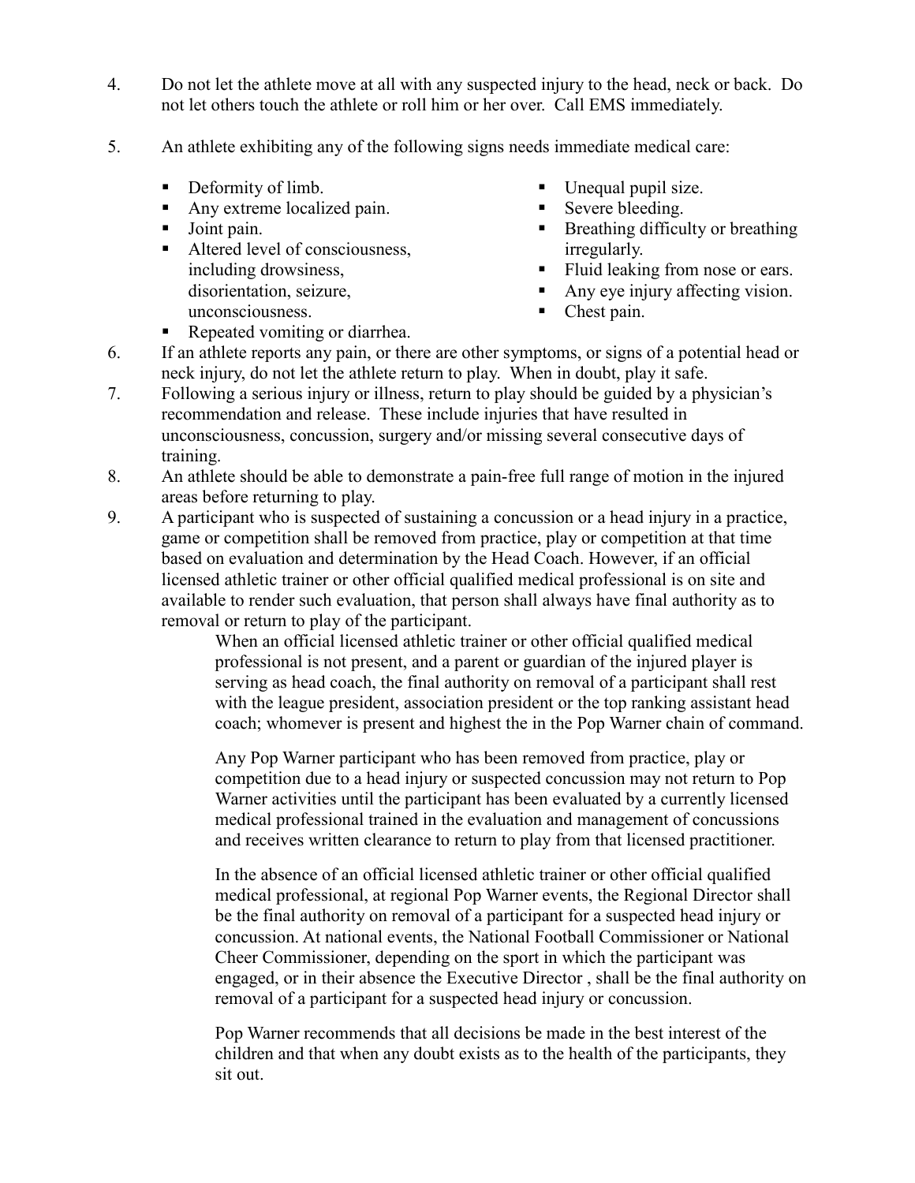4. Do not let the athlete move at all with any suspected injury to the head, neck or back. Do not let others touch the athlete or roll him or her over. Call EMS immediately.

5. An athlete exhibiting any of the following signs needs immediate medical care:

   - Deformity of limb.
   - Any extreme localized pain.
   - Joint pain.
   - Altered level of consciousness, including drowsiness, disorientation, seizure, unconsciousness.
   - Repeated vomiting or diarrhea.
   - Unequal pupil size.
   - Severe bleeding.
   - Breathing difficulty or breathing irregularly.
   - Fluid leaking from nose or ears.
   - Any eye injury affecting vision.
   - Chest pain.

6. If an athlete reports any pain, or there are other symptoms, or signs of a potential head or neck injury, do not let the athlete return to play. When in doubt, play it safe.

7. Following a serious injury or illness, return to play should be guided by a physician's recommendation and release. These include injuries that have resulted in unconsciousness, concussion, surgery and/or missing several consecutive days of training.

8. An athlete should be able to demonstrate a pain-free full range of motion in the injured areas before returning to play.

9. A participant who is suspected of sustaining a concussion or a head injury in a practice, game or competition shall be removed from practice, play or competition at that time based on evaluation and determination by the Head Coach. However, if an official licensed athletic trainer or other official qualified medical professional is on site and available to render such evaluation, that person shall always have final authority as to removal or return to play of the participant.

   When an official licensed athletic trainer or other official qualified medical professional is not present, and a parent or guardian of the injured player is serving as head coach, the final authority on removal of a participant shall rest with the league president, association president or the top ranking assistant head coach; whomever is present and highest the in the Pop Warner chain of command.

   Any Pop Warner participant who has been removed from practice, play or competition due to a head injury or suspected concussion may not return to Pop Warner activities until the participant has been evaluated by a currently licensed medical professional trained in the evaluation and management of concussions and receives written clearance to return to play from that licensed practitioner.

   In the absence of an official licensed athletic trainer or other official qualified medical professional, at regional Pop Warner events, the Regional Director shall be the final authority on removal of a participant for a suspected head injury or concussion. At national events, the National Football Commissioner or National Cheer Commissioner, depending on the sport in which the participant was engaged, or in their absence the Executive Director , shall be the final authority on removal of a participant for a suspected head injury or concussion.

   Pop Warner recommends that all decisions be made in the best interest of the children and that when any doubt exists as to the health of the participants, they sit out.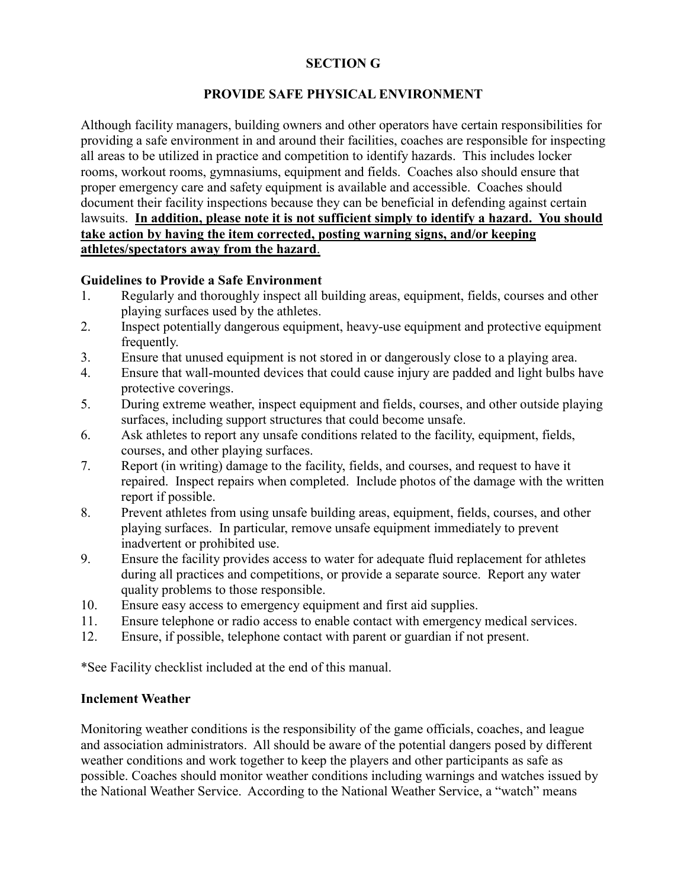# SECTION G

## PROVIDE SAFE PHYSICAL ENVIRONMENT

Although facility managers, building owners and other operators have certain responsibilities for providing a safe environment in and around their facilities, coaches are responsible for inspecting all areas to be utilized in practice and competition to identify hazards. This includes locker rooms, workout rooms, gymnasiums, equipment and fields. Coaches also should ensure that proper emergency care and safety equipment is available and accessible. Coaches should document their facility inspections because they can be beneficial in defending against certain lawsuits. **In addition, please note it is not sufficient simply to identify a hazard. You should take action by having the item corrected, posting warning signs, and/or keeping athletes/spectators away from the hazard**.

### Guidelines to Provide a Safe Environment

1. Regularly and thoroughly inspect all building areas, equipment, fields, courses and other playing surfaces used by the athletes.
2. Inspect potentially dangerous equipment, heavy-use equipment and protective equipment frequently.
3. Ensure that unused equipment is not stored in or dangerously close to a playing area.
4. Ensure that wall-mounted devices that could cause injury are padded and light bulbs have protective coverings.
5. During extreme weather, inspect equipment and fields, courses, and other outside playing surfaces, including support structures that could become unsafe.
6. Ask athletes to report any unsafe conditions related to the facility, equipment, fields, courses, and other playing surfaces.
7. Report (in writing) damage to the facility, fields, and courses, and request to have it repaired. Inspect repairs when completed. Include photos of the damage with the written report if possible.
8. Prevent athletes from using unsafe building areas, equipment, fields, courses, and other playing surfaces. In particular, remove unsafe equipment immediately to prevent inadvertent or prohibited use.
9. Ensure the facility provides access to water for adequate fluid replacement for athletes during all practices and competitions, or provide a separate source. Report any water quality problems to those responsible.
10. Ensure easy access to emergency equipment and first aid supplies.
11. Ensure telephone or radio access to enable contact with emergency medical services.
12. Ensure, if possible, telephone contact with parent or guardian if not present.

*See Facility checklist included at the end of this manual.

### Inclement Weather

Monitoring weather conditions is the responsibility of the game officials, coaches, and league and association administrators. All should be aware of the potential dangers posed by different weather conditions and work together to keep the players and other participants as safe as possible. Coaches should monitor weather conditions including warnings and watches issued by the National Weather Service. According to the National Weather Service, a "watch" means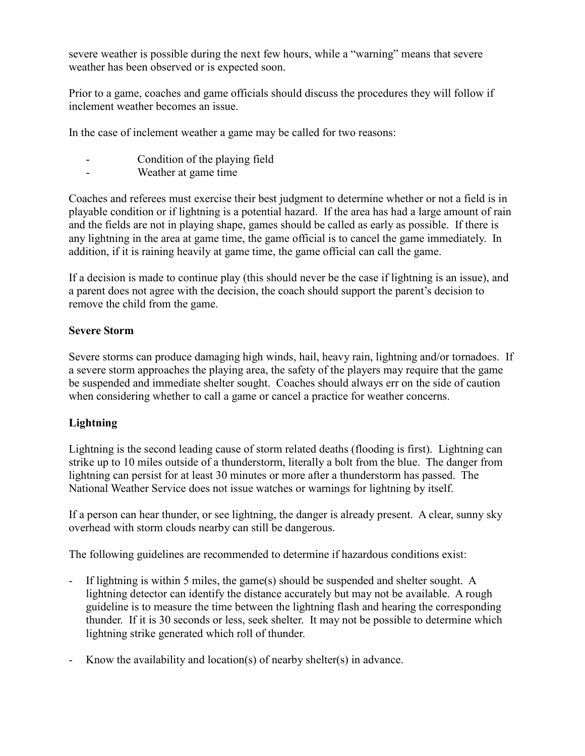severe weather is possible during the next few hours, while a “warning” means that severe weather has been observed or is expected soon.

Prior to a game, coaches and game officials should discuss the procedures they will follow if inclement weather becomes an issue.

In the case of inclement weather a game may be called for two reasons:

- Condition of the playing field
- Weather at game time

Coaches and referees must exercise their best judgment to determine whether or not a field is in playable condition or if lightning is a potential hazard. If the area has had a large amount of rain and the fields are not in playing shape, games should be called as early as possible. If there is any lightning in the area at game time, the game official is to cancel the game immediately. In addition, if it is raining heavily at game time, the game official can call the game.

If a decision is made to continue play (this should never be the case if lightning is an issue), and a parent does not agree with the decision, the coach should support the parent’s decision to remove the child from the game.

**Severe Storm**

Severe storms can produce damaging high winds, hail, heavy rain, lightning and/or tornadoes. If a severe storm approaches the playing area, the safety of the players may require that the game be suspended and immediate shelter sought. Coaches should always err on the side of caution when considering whether to call a game or cancel a practice for weather concerns.

**Lightning**

Lightning is the second leading cause of storm related deaths (flooding is first). Lightning can strike up to 10 miles outside of a thunderstorm, literally a bolt from the blue. The danger from lightning can persist for at least 30 minutes or more after a thunderstorm has passed. The National Weather Service does not issue watches or warnings for lightning by itself.

If a person can hear thunder, or see lightning, the danger is already present. A clear, sunny sky overhead with storm clouds nearby can still be dangerous.

The following guidelines are recommended to determine if hazardous conditions exist:

- If lightning is within 5 miles, the game(s) should be suspended and shelter sought. A lightning detector can identify the distance accurately but may not be available. A rough guideline is to measure the time between the lightning flash and hearing the corresponding thunder. If it is 30 seconds or less, seek shelter. It may not be possible to determine which lightning strike generated which roll of thunder.

- Know the availability and location(s) of nearby shelter(s) in advance.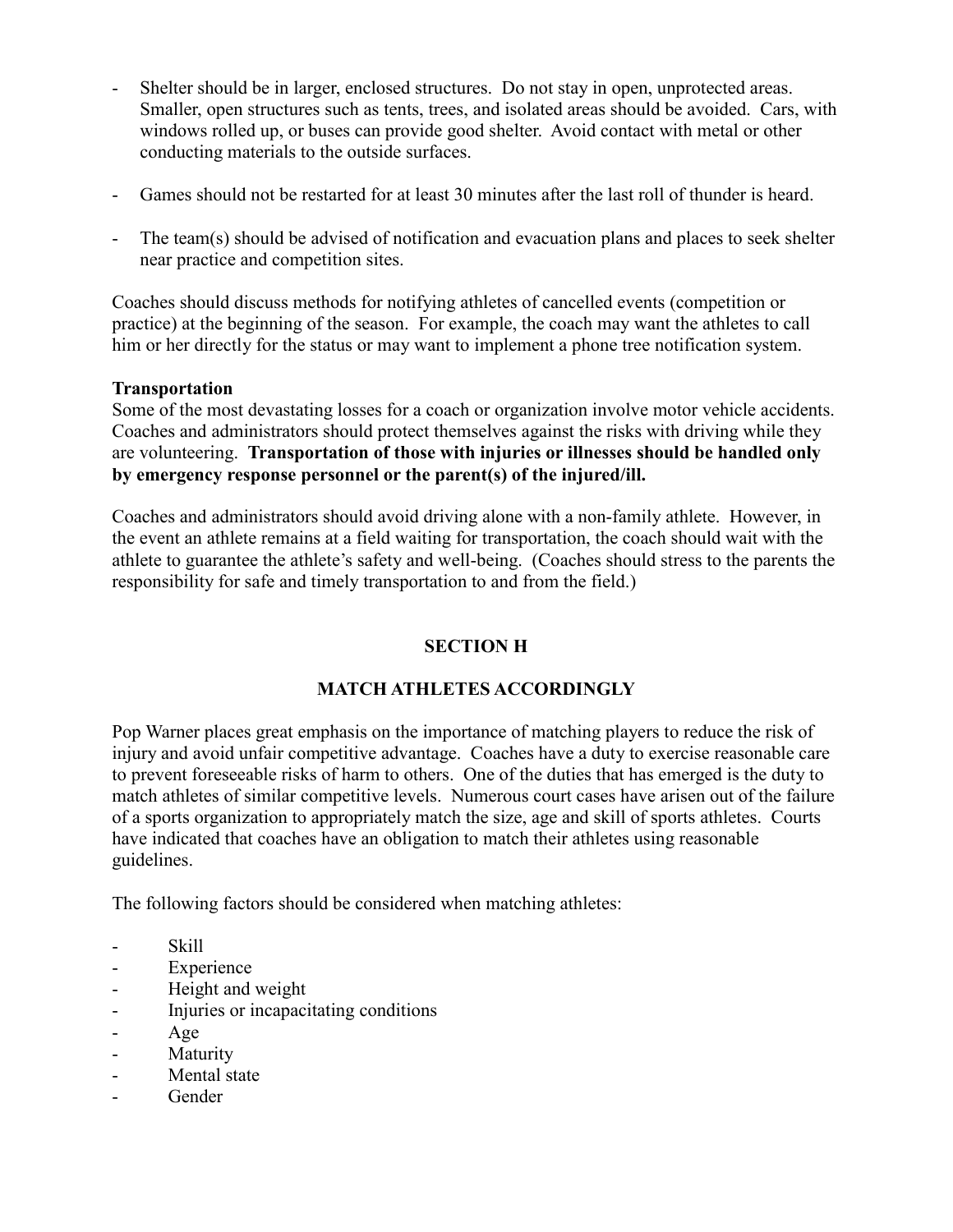- Shelter should be in larger, enclosed structures. Do not stay in open, unprotected areas. Smaller, open structures such as tents, trees, and isolated areas should be avoided. Cars, with windows rolled up, or buses can provide good shelter. Avoid contact with metal or other conducting materials to the outside surfaces.

- Games should not be restarted for at least 30 minutes after the last roll of thunder is heard.

- The team(s) should be advised of notification and evacuation plans and places to seek shelter near practice and competition sites.

Coaches should discuss methods for notifying athletes of cancelled events (competition or practice) at the beginning of the season. For example, the coach may want the athletes to call him or her directly for the status or may want to implement a phone tree notification system.

**Transportation**

Some of the most devastating losses for a coach or organization involve motor vehicle accidents. Coaches and administrators should protect themselves against the risks with driving while they are volunteering. **Transportation of those with injuries or illnesses should be handled only by emergency response personnel or the parent(s) of the injured/ill.**

Coaches and administrators should avoid driving alone with a non-family athlete. However, in the event an athlete remains at a field waiting for transportation, the coach should wait with the athlete to guarantee the athlete's safety and well-being. (Coaches should stress to the parents the responsibility for safe and timely transportation to and from the field.)

## SECTION H

## MATCH ATHLETES ACCORDINGLY

Pop Warner places great emphasis on the importance of matching players to reduce the risk of injury and avoid unfair competitive advantage. Coaches have a duty to exercise reasonable care to prevent foreseeable risks of harm to others. One of the duties that has emerged is the duty to match athletes of similar competitive levels. Numerous court cases have arisen out of the failure of a sports organization to appropriately match the size, age and skill of sports athletes. Courts have indicated that coaches have an obligation to match their athletes using reasonable guidelines.

The following factors should be considered when matching athletes:

- Skill
- Experience
- Height and weight
- Injuries or incapacitating conditions
- Age
- Maturity
- Mental state
- Gender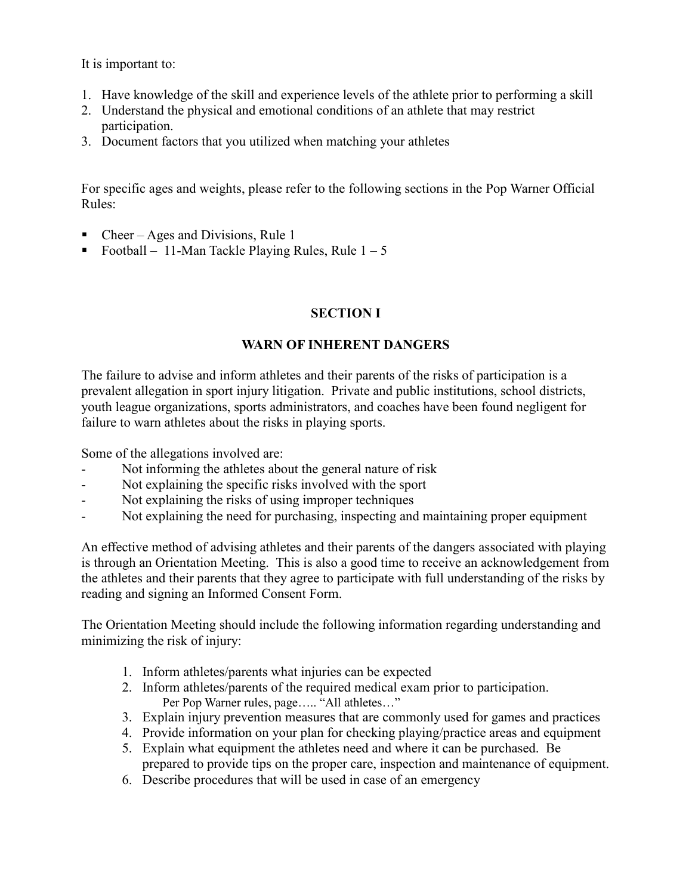It is important to:

1. Have knowledge of the skill and experience levels of the athlete prior to performing a skill
2. Understand the physical and emotional conditions of an athlete that may restrict participation.
3. Document factors that you utilized when matching your athletes

For specific ages and weights, please refer to the following sections in the Pop Warner Official Rules:

- Cheer – Ages and Divisions, Rule 1
- Football – 11-Man Tackle Playing Rules, Rule 1 – 5

## SECTION I

## WARN OF INHERENT DANGERS

The failure to advise and inform athletes and their parents of the risks of participation is a prevalent allegation in sport injury litigation. Private and public institutions, school districts, youth league organizations, sports administrators, and coaches have been found negligent for failure to warn athletes about the risks in playing sports.

Some of the allegations involved are:

- Not informing the athletes about the general nature of risk
- Not explaining the specific risks involved with the sport
- Not explaining the risks of using improper techniques
- Not explaining the need for purchasing, inspecting and maintaining proper equipment

An effective method of advising athletes and their parents of the dangers associated with playing is through an Orientation Meeting. This is also a good time to receive an acknowledgement from the athletes and their parents that they agree to participate with full understanding of the risks by reading and signing an Informed Consent Form.

The Orientation Meeting should include the following information regarding understanding and minimizing the risk of injury:

1. Inform athletes/parents what injuries can be expected
2. Inform athletes/parents of the required medical exam prior to participation.
   Per Pop Warner rules, page….. "All athletes…"
3. Explain injury prevention measures that are commonly used for games and practices
4. Provide information on your plan for checking playing/practice areas and equipment
5. Explain what equipment the athletes need and where it can be purchased. Be prepared to provide tips on the proper care, inspection and maintenance of equipment.
6. Describe procedures that will be used in case of an emergency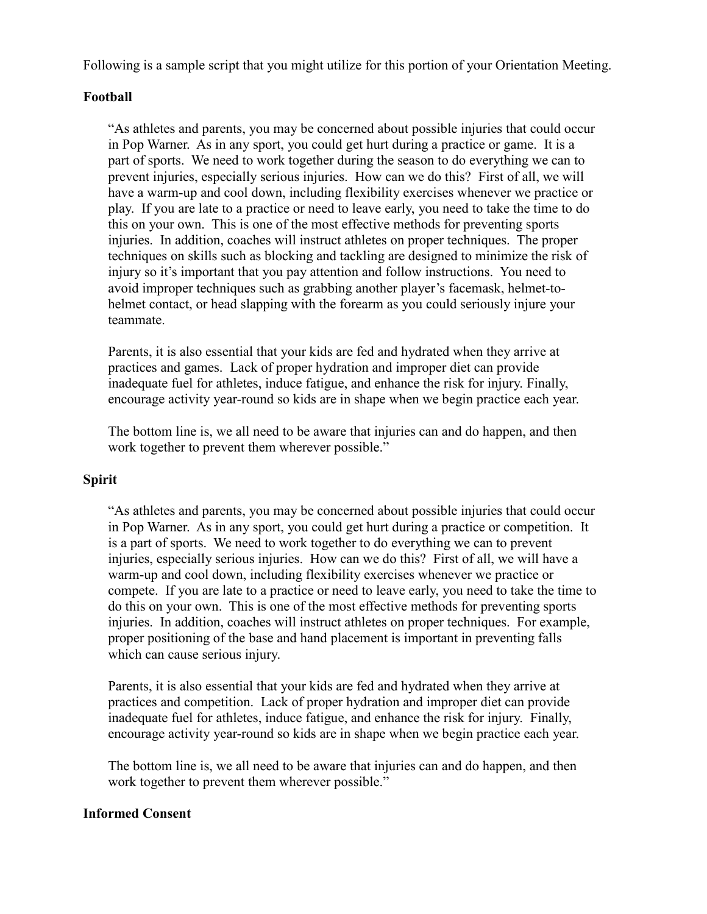Following is a sample script that you might utilize for this portion of your Orientation Meeting.

**Football**

> "As athletes and parents, you may be concerned about possible injuries that could occur in Pop Warner. As in any sport, you could get hurt during a practice or game. It is a part of sports. We need to work together during the season to do everything we can to prevent injuries, especially serious injuries. How can we do this? First of all, we will have a warm-up and cool down, including flexibility exercises whenever we practice or play. If you are late to a practice or need to leave early, you need to take the time to do this on your own. This is one of the most effective methods for preventing sports injuries. In addition, coaches will instruct athletes on proper techniques. The proper techniques on skills such as blocking and tackling are designed to minimize the risk of injury so it's important that you pay attention and follow instructions. You need to avoid improper techniques such as grabbing another player's facemask, helmet-to-helmet contact, or head slapping with the forearm as you could seriously injure your teammate.
>
> Parents, it is also essential that your kids are fed and hydrated when they arrive at practices and games. Lack of proper hydration and improper diet can provide inadequate fuel for athletes, induce fatigue, and enhance the risk for injury. Finally, encourage activity year-round so kids are in shape when we begin practice each year.
>
> The bottom line is, we all need to be aware that injuries can and do happen, and then work together to prevent them wherever possible."

**Spirit**

> "As athletes and parents, you may be concerned about possible injuries that could occur in Pop Warner. As in any sport, you could get hurt during a practice or competition. It is a part of sports. We need to work together to do everything we can to prevent injuries, especially serious injuries. How can we do this? First of all, we will have a warm-up and cool down, including flexibility exercises whenever we practice or compete. If you are late to a practice or need to leave early, you need to take the time to do this on your own. This is one of the most effective methods for preventing sports injuries. In addition, coaches will instruct athletes on proper techniques. For example, proper positioning of the base and hand placement is important in preventing falls which can cause serious injury.
>
> Parents, it is also essential that your kids are fed and hydrated when they arrive at practices and competition. Lack of proper hydration and improper diet can provide inadequate fuel for athletes, induce fatigue, and enhance the risk for injury. Finally, encourage activity year-round so kids are in shape when we begin practice each year.
>
> The bottom line is, we all need to be aware that injuries can and do happen, and then work together to prevent them wherever possible."

**Informed Consent**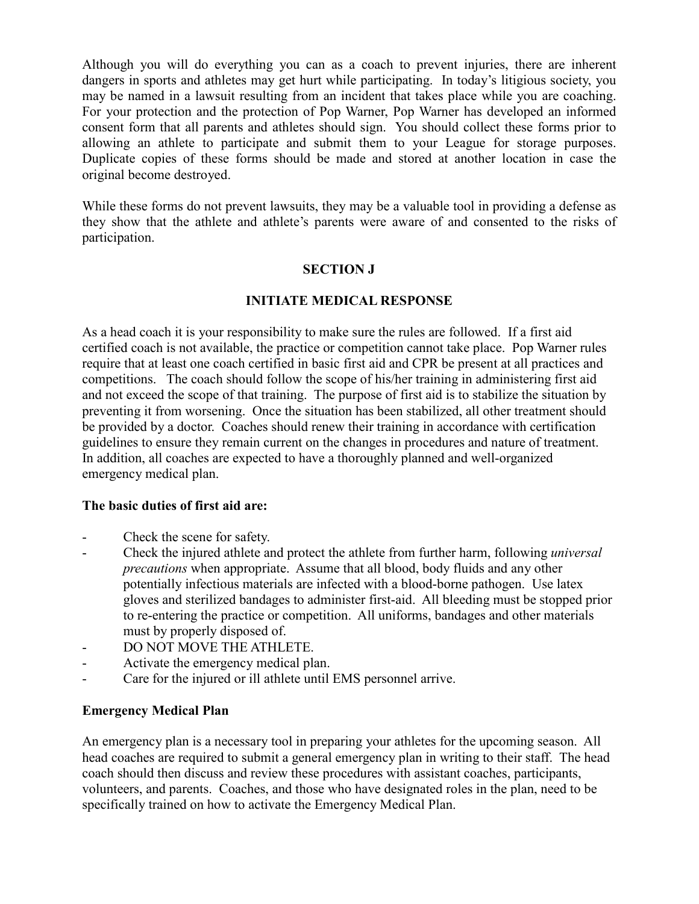Although you will do everything you can as a coach to prevent injuries, there are inherent dangers in sports and athletes may get hurt while participating. In today's litigious society, you may be named in a lawsuit resulting from an incident that takes place while you are coaching. For your protection and the protection of Pop Warner, Pop Warner has developed an informed consent form that all parents and athletes should sign. You should collect these forms prior to allowing an athlete to participate and submit them to your League for storage purposes. Duplicate copies of these forms should be made and stored at another location in case the original become destroyed.

While these forms do not prevent lawsuits, they may be a valuable tool in providing a defense as they show that the athlete and athlete's parents were aware of and consented to the risks of participation.

## SECTION J

## INITIATE MEDICAL RESPONSE

As a head coach it is your responsibility to make sure the rules are followed. If a first aid certified coach is not available, the practice or competition cannot take place. Pop Warner rules require that at least one coach certified in basic first aid and CPR be present at all practices and competitions. The coach should follow the scope of his/her training in administering first aid and not exceed the scope of that training. The purpose of first aid is to stabilize the situation by preventing it from worsening. Once the situation has been stabilized, all other treatment should be provided by a doctor. Coaches should renew their training in accordance with certification guidelines to ensure they remain current on the changes in procedures and nature of treatment. In addition, all coaches are expected to have a thoroughly planned and well-organized emergency medical plan.

**The basic duties of first aid are:**

- Check the scene for safety.
- Check the injured athlete and protect the athlete from further harm, following *universal precautions* when appropriate. Assume that all blood, body fluids and any other potentially infectious materials are infected with a blood-borne pathogen. Use latex gloves and sterilized bandages to administer first-aid. All bleeding must be stopped prior to re-entering the practice or competition. All uniforms, bandages and other materials must by properly disposed of.
- DO NOT MOVE THE ATHLETE.
- Activate the emergency medical plan.
- Care for the injured or ill athlete until EMS personnel arrive.

**Emergency Medical Plan**

An emergency plan is a necessary tool in preparing your athletes for the upcoming season. All head coaches are required to submit a general emergency plan in writing to their staff. The head coach should then discuss and review these procedures with assistant coaches, participants, volunteers, and parents. Coaches, and those who have designated roles in the plan, need to be specifically trained on how to activate the Emergency Medical Plan.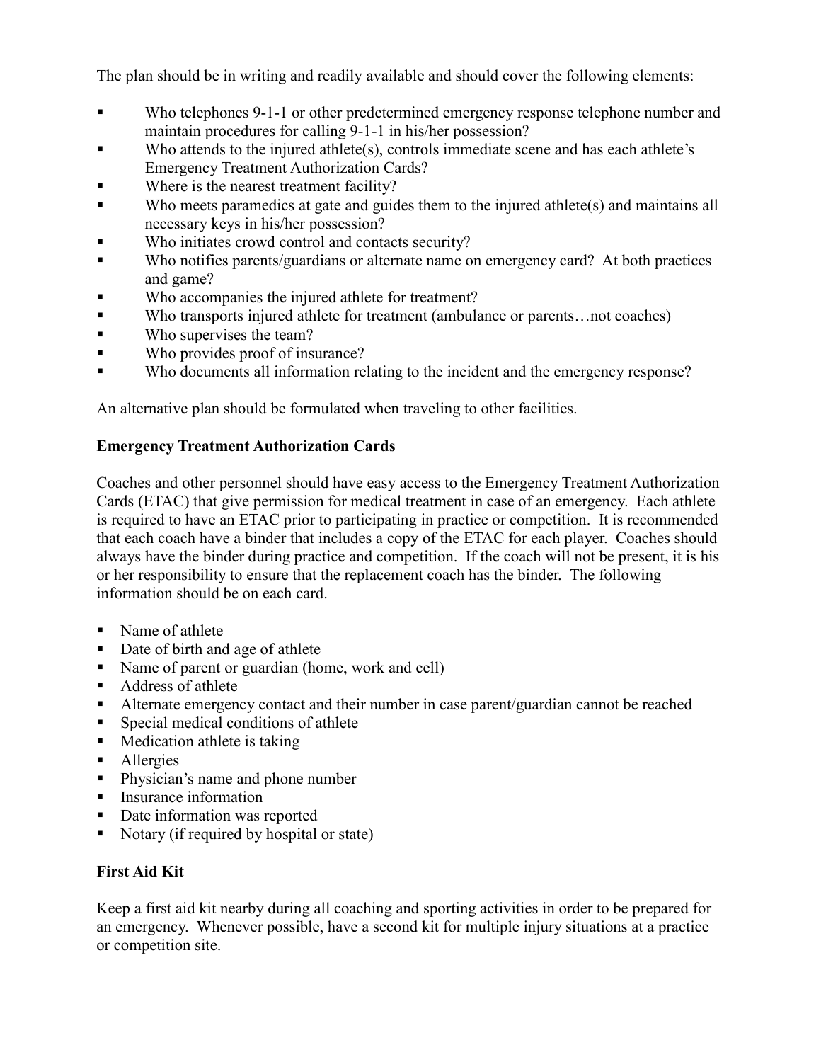The plan should be in writing and readily available and should cover the following elements:

- Who telephones 9-1-1 or other predetermined emergency response telephone number and maintain procedures for calling 9-1-1 in his/her possession?
- Who attends to the injured athlete(s), controls immediate scene and has each athlete's Emergency Treatment Authorization Cards?
- Where is the nearest treatment facility?
- Who meets paramedics at gate and guides them to the injured athlete(s) and maintains all necessary keys in his/her possession?
- Who initiates crowd control and contacts security?
- Who notifies parents/guardians or alternate name on emergency card? At both practices and game?
- Who accompanies the injured athlete for treatment?
- Who transports injured athlete for treatment (ambulance or parents…not coaches)
- Who supervises the team?
- Who provides proof of insurance?
- Who documents all information relating to the incident and the emergency response?

An alternative plan should be formulated when traveling to other facilities.

**Emergency Treatment Authorization Cards**

Coaches and other personnel should have easy access to the Emergency Treatment Authorization Cards (ETAC) that give permission for medical treatment in case of an emergency. Each athlete is required to have an ETAC prior to participating in practice or competition. It is recommended that each coach have a binder that includes a copy of the ETAC for each player. Coaches should always have the binder during practice and competition. If the coach will not be present, it is his or her responsibility to ensure that the replacement coach has the binder. The following information should be on each card.

- Name of athlete
- Date of birth and age of athlete
- Name of parent or guardian (home, work and cell)
- Address of athlete
- Alternate emergency contact and their number in case parent/guardian cannot be reached
- Special medical conditions of athlete
- Medication athlete is taking
- Allergies
- Physician's name and phone number
- Insurance information
- Date information was reported
- Notary (if required by hospital or state)

**First Aid Kit**

Keep a first aid kit nearby during all coaching and sporting activities in order to be prepared for an emergency. Whenever possible, have a second kit for multiple injury situations at a practice or competition site.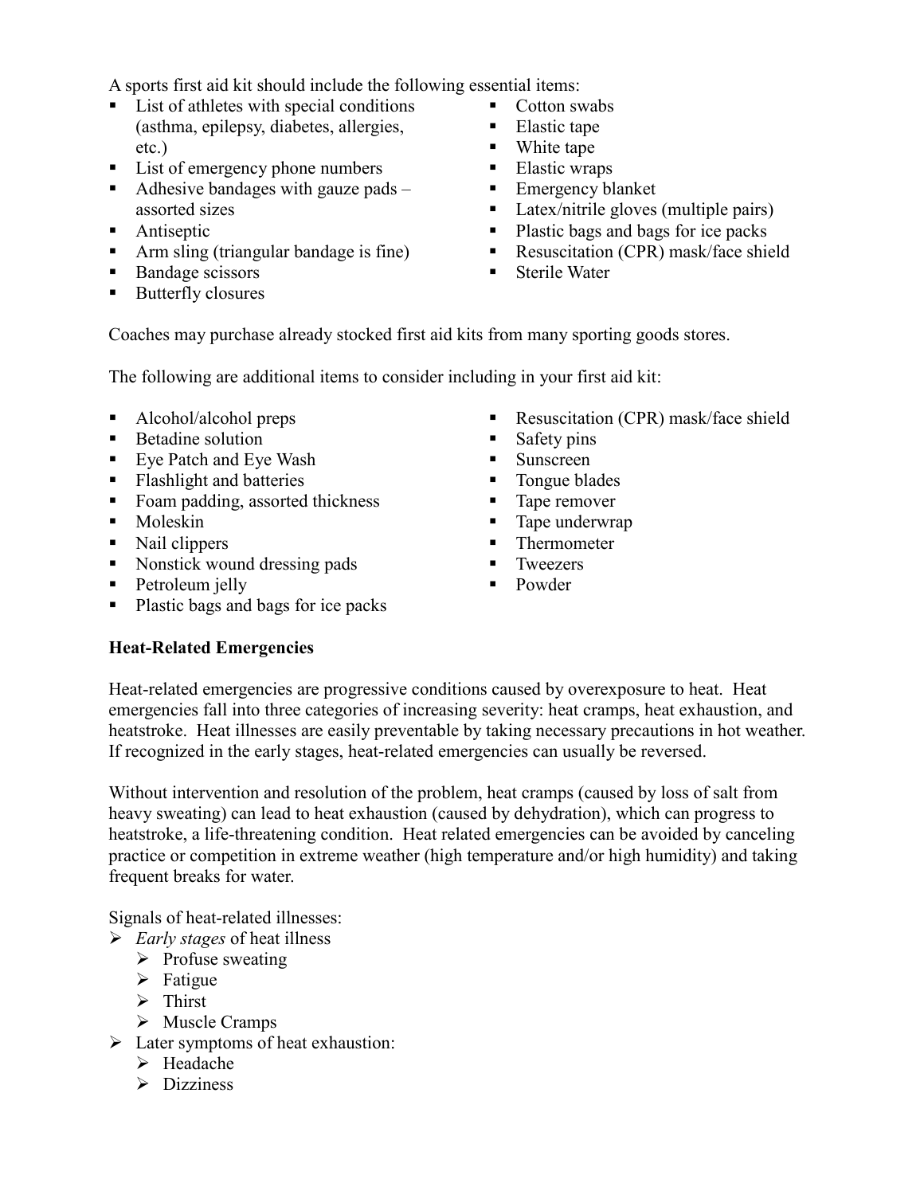A sports first aid kit should include the following essential items:

- List of athletes with special conditions (asthma, epilepsy, diabetes, allergies, etc.)
- List of emergency phone numbers
- Adhesive bandages with gauze pads – assorted sizes
- Antiseptic
- Arm sling (triangular bandage is fine)
- Bandage scissors
- Butterfly closures
- Cotton swabs
- Elastic tape
- White tape
- Elastic wraps
- Emergency blanket
- Latex/nitrile gloves (multiple pairs)
- Plastic bags and bags for ice packs
- Resuscitation (CPR) mask/face shield
- Sterile Water

Coaches may purchase already stocked first aid kits from many sporting goods stores.

The following are additional items to consider including in your first aid kit:

- Alcohol/alcohol preps
- Betadine solution
- Eye Patch and Eye Wash
- Flashlight and batteries
- Foam padding, assorted thickness
- Moleskin
- Nail clippers
- Nonstick wound dressing pads
- Petroleum jelly
- Plastic bags and bags for ice packs
- Resuscitation (CPR) mask/face shield
- Safety pins
- Sunscreen
- Tongue blades
- Tape remover
- Tape underwrap
- Thermometer
- Tweezers
- Powder

**Heat-Related Emergencies**

Heat-related emergencies are progressive conditions caused by overexposure to heat. Heat emergencies fall into three categories of increasing severity: heat cramps, heat exhaustion, and heatstroke. Heat illnesses are easily preventable by taking necessary precautions in hot weather. If recognized in the early stages, heat-related emergencies can usually be reversed.

Without intervention and resolution of the problem, heat cramps (caused by loss of salt from heavy sweating) can lead to heat exhaustion (caused by dehydration), which can progress to heatstroke, a life-threatening condition. Heat related emergencies can be avoided by canceling practice or competition in extreme weather (high temperature and/or high humidity) and taking frequent breaks for water.

Signals of heat-related illnesses:

- *Early stages* of heat illness
  - Profuse sweating
  - Fatigue
  - Thirst
  - Muscle Cramps
- Later symptoms of heat exhaustion:
  - Headache
  - Dizziness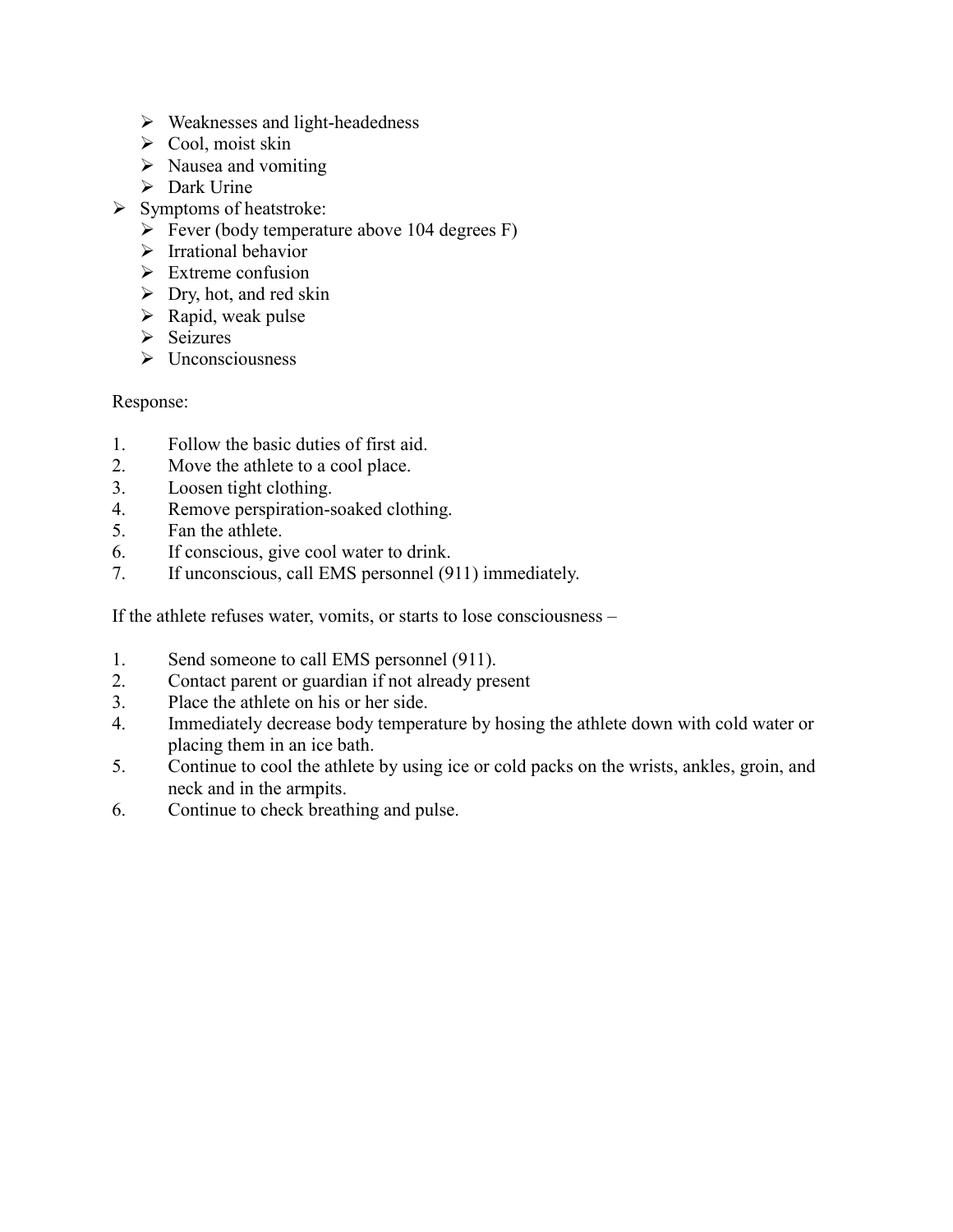- Weaknesses and light-headedness
  - Cool, moist skin
  - Nausea and vomiting
  - Dark Urine
- Symptoms of heatstroke:
  - Fever (body temperature above 104 degrees F)
  - Irrational behavior
  - Extreme confusion
  - Dry, hot, and red skin
  - Rapid, weak pulse
  - Seizures
  - Unconsciousness

Response:

1. Follow the basic duties of first aid.
2. Move the athlete to a cool place.
3. Loosen tight clothing.
4. Remove perspiration-soaked clothing.
5. Fan the athlete.
6. If conscious, give cool water to drink.
7. If unconscious, call EMS personnel (911) immediately.

If the athlete refuses water, vomits, or starts to lose consciousness –

1. Send someone to call EMS personnel (911).
2. Contact parent or guardian if not already present
3. Place the athlete on his or her side.
4. Immediately decrease body temperature by hosing the athlete down with cold water or placing them in an ice bath.
5. Continue to cool the athlete by using ice or cold packs on the wrists, ankles, groin, and neck and in the armpits.
6. Continue to check breathing and pulse.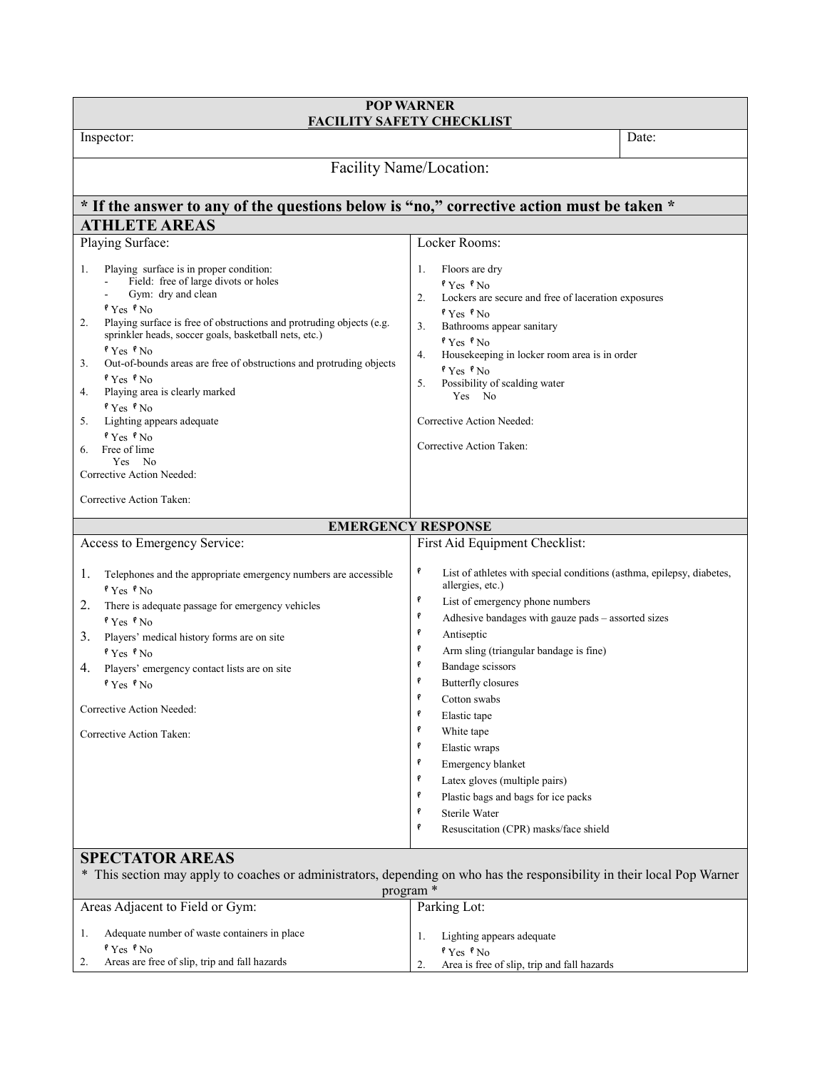# POP WARNER
## FACILITY SAFETY CHECKLIST

Inspector: | Date:

Facility Name/Location:

**\* If the answer to any of the questions below is "no," corrective action must be taken \***

## ATHLETE AREAS

### Playing Surface:

1. Playing surface is in proper condition:
   - Field: free of large divots or holes
   - Gym: dry and clean

   ☐ Yes ☐ No
2. Playing surface is free of obstructions and protruding objects (e.g. sprinkler heads, soccer goals, basketball nets, etc.)

   ☐ Yes ☐ No
3. Out-of-bounds areas are free of obstructions and protruding objects

   ☐ Yes ☐ No
4. Playing area is clearly marked

   ☐ Yes ☐ No
5. Lighting appears adequate

   ☐ Yes ☐ No
6. Free of lime

   Yes No

Corrective Action Needed:

Corrective Action Taken:

### Locker Rooms:

1. Floors are dry

   ☐ Yes ☐ No
2. Lockers are secure and free of laceration exposures

   ☐ Yes ☐ No
3. Bathrooms appear sanitary

   ☐ Yes ☐ No
4. Housekeeping in locker room area is in order

   ☐ Yes ☐ No
5. Possibility of scalding water

   Yes No

Corrective Action Needed:

Corrective Action Taken:

## EMERGENCY RESPONSE

### Access to Emergency Service:

1. Telephones and the appropriate emergency numbers are accessible

   ☐ Yes ☐ No
2. There is adequate passage for emergency vehicles

   ☐ Yes ☐ No
3. Players' medical history forms are on site

   ☐ Yes ☐ No
4. Players' emergency contact lists are on site

   ☐ Yes ☐ No

Corrective Action Needed:

Corrective Action Taken:

### First Aid Equipment Checklist:

- ☐ List of athletes with special conditions (asthma, epilepsy, diabetes, allergies, etc.)
- ☐ List of emergency phone numbers
- ☐ Adhesive bandages with gauze pads – assorted sizes
- ☐ Antiseptic
- ☐ Arm sling (triangular bandage is fine)
- ☐ Bandage scissors
- ☐ Butterfly closures
- ☐ Cotton swabs
- ☐ Elastic tape
- ☐ White tape
- ☐ Elastic wraps
- ☐ Emergency blanket
- ☐ Latex gloves (multiple pairs)
- ☐ Plastic bags and bags for ice packs
- ☐ Sterile Water
- ☐ Resuscitation (CPR) masks/face shield

## SPECTATOR AREAS

\* This section may apply to coaches or administrators, depending on who has the responsibility in their local Pop Warner program \*

### Areas Adjacent to Field or Gym:

1. Adequate number of waste containers in place

   ☐ Yes ☐ No
2. Areas are free of slip, trip and fall hazards

### Parking Lot:

1. Lighting appears adequate

   ☐ Yes ☐ No
2. Area is free of slip, trip and fall hazards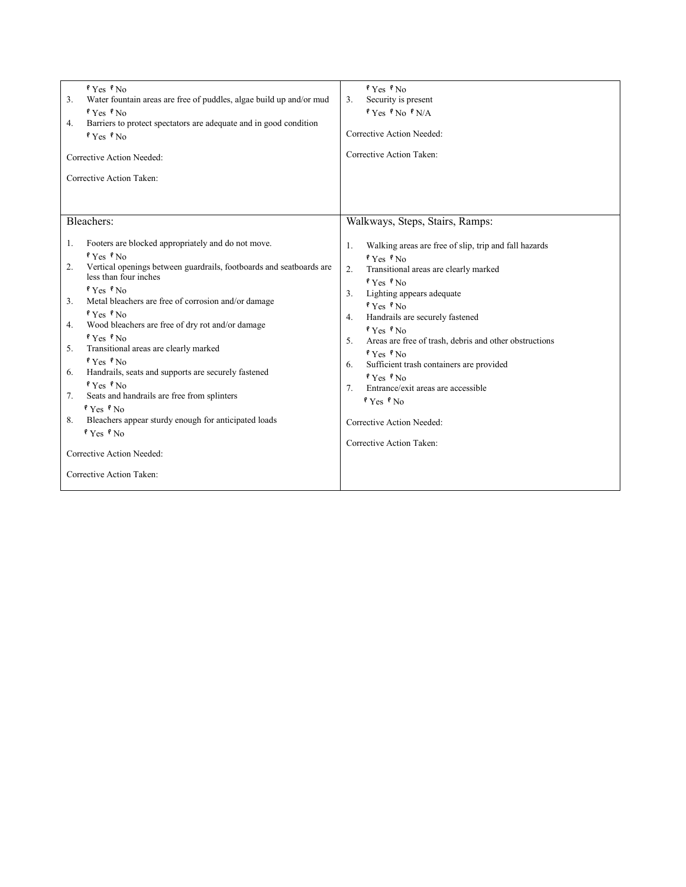| | |
|---|---|
| ☐ Yes ☐ No<br>3. Water fountain areas are free of puddles, algae build up and/or mud<br>☐ Yes ☐ No<br>4. Barriers to protect spectators are adequate and in good condition<br>☐ Yes ☐ No<br><br>Corrective Action Needed:<br><br>Corrective Action Taken: | ☐ Yes ☐ No<br>3. Security is present<br>☐ Yes ☐ No ☐ N/A<br><br>Corrective Action Needed:<br><br>Corrective Action Taken: |
| **Bleachers:**<br><br>1. Footers are blocked appropriately and do not move.<br>☐ Yes ☐ No<br>2. Vertical openings between guardrails, footboards and seatboards are less than four inches<br>☐ Yes ☐ No<br>3. Metal bleachers are free of corrosion and/or damage<br>☐ Yes ☐ No<br>4. Wood bleachers are free of dry rot and/or damage<br>☐ Yes ☐ No<br>5. Transitional areas are clearly marked<br>☐ Yes ☐ No<br>6. Handrails, seats and supports are securely fastened<br>☐ Yes ☐ No<br>7. Seats and handrails are free from splinters<br>☐ Yes ☐ No<br>8. Bleachers appear sturdy enough for anticipated loads<br>☐ Yes ☐ No<br><br>Corrective Action Needed:<br><br>Corrective Action Taken: | **Walkways, Steps, Stairs, Ramps:**<br><br>1. Walking areas are free of slip, trip and fall hazards<br>☐ Yes ☐ No<br>2. Transitional areas are clearly marked<br>☐ Yes ☐ No<br>3. Lighting appears adequate<br>☐ Yes ☐ No<br>4. Handrails are securely fastened<br>☐ Yes ☐ No<br>5. Areas are free of trash, debris and other obstructions<br>☐ Yes ☐ No<br>6. Sufficient trash containers are provided<br>☐ Yes ☐ No<br>7. Entrance/exit areas are accessible<br>☐ Yes ☐ No<br><br>Corrective Action Needed:<br><br>Corrective Action Taken: |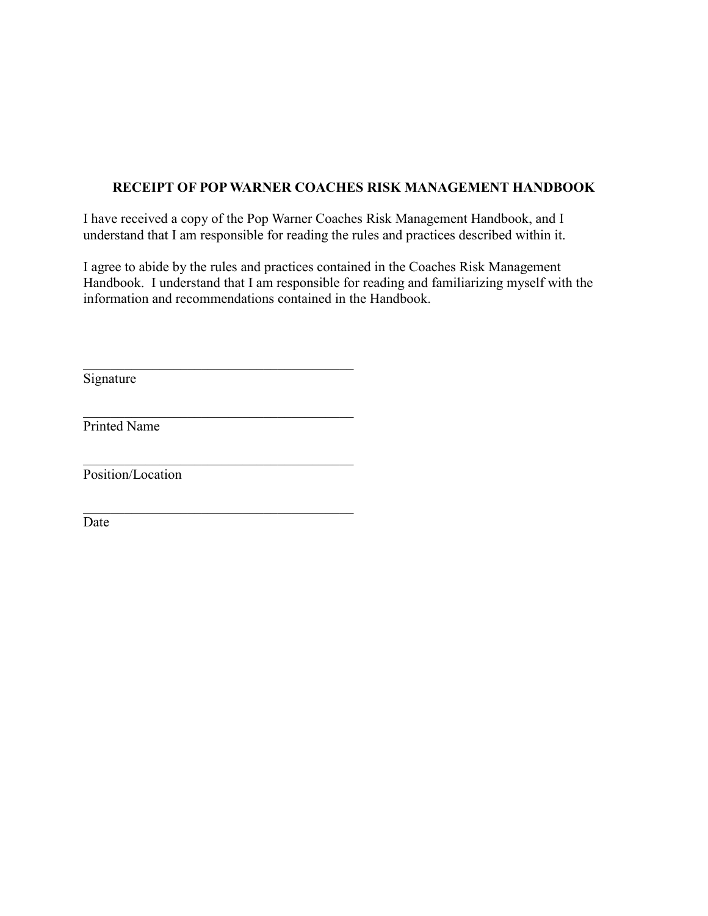## RECEIPT OF POP WARNER COACHES RISK MANAGEMENT HANDBOOK

I have received a copy of the Pop Warner Coaches Risk Management Handbook, and I understand that I am responsible for reading the rules and practices described within it.

I agree to abide by the rules and practices contained in the Coaches Risk Management Handbook. I understand that I am responsible for reading and familiarizing myself with the information and recommendations contained in the Handbook.

\_\_\_\_\_\_\_\_\_\_\_\_\_\_\_\_\_\_\_\_\_\_\_\_\_\_\_\_\_\_\_\_\_\_\_\_\_\_\_\_
Signature

\_\_\_\_\_\_\_\_\_\_\_\_\_\_\_\_\_\_\_\_\_\_\_\_\_\_\_\_\_\_\_\_\_\_\_\_\_\_\_\_
Printed Name

\_\_\_\_\_\_\_\_\_\_\_\_\_\_\_\_\_\_\_\_\_\_\_\_\_\_\_\_\_\_\_\_\_\_\_\_\_\_\_\_
Position/Location

\_\_\_\_\_\_\_\_\_\_\_\_\_\_\_\_\_\_\_\_\_\_\_\_\_\_\_\_\_\_\_\_\_\_\_\_\_\_\_\_
Date